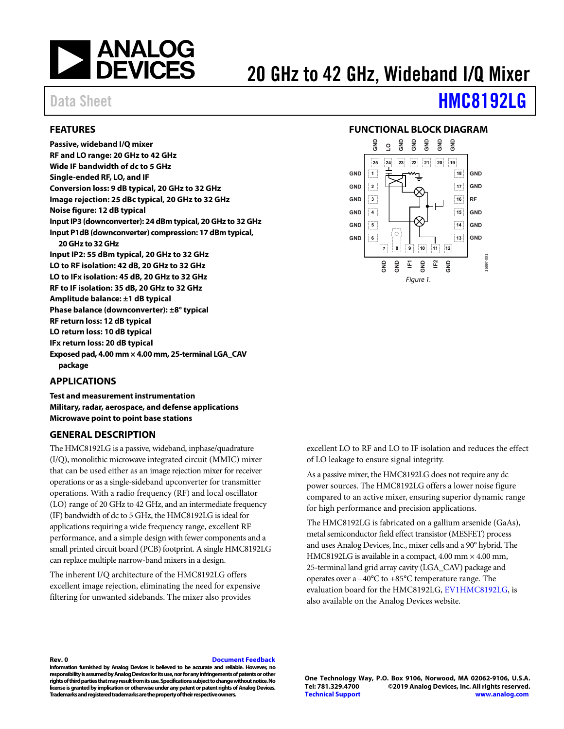# 20 GHz to 42 GHz, Wideband I/Q Mixer

Data Sheet **HMC8192LG**

## FEATURES

**Passive, wideband I/Q mixer**
**RF and LO range: 20 GHz to 42 GHz**
**Wide IF bandwidth of dc to 5 GHz**
**Single-ended RF, LO, and IF**
**Conversion loss: 9 dB typical, 20 GHz to 32 GHz**
**Image rejection: 25 dBc typical, 20 GHz to 32 GHz**
**Noise figure: 12 dB typical**
**Input IP3 (downconverter): 24 dBm typical, 20 GHz to 32 GHz**
**Input P1dB (downconverter) compression: 17 dBm typical, 20 GHz to 32 GHz**
**Input IP2: 55 dBm typical, 20 GHz to 32 GHz**
**LO to RF isolation: 42 dB, 20 GHz to 32 GHz**
**LO to IFx isolation: 45 dB, 20 GHz to 32 GHz**
**RF to IF isolation: 35 dB, 20 GHz to 32 GHz**
**Amplitude balance: ±1 dB typical**
**Phase balance (downconverter): ±8° typical**
**RF return loss: 12 dB typical**
**LO return loss: 10 dB typical**
**IFx return loss: 20 dB typical**
**Exposed pad, 4.00 mm × 4.00 mm, 25-terminal LGA_CAV package**

## APPLICATIONS

**Test and measurement instrumentation**
**Military, radar, aerospace, and defense applications**
**Microwave point to point base stations**

## FUNCTIONAL BLOCK DIAGRAM

Figure 1.

## GENERAL DESCRIPTION

The HMC8192LG is a passive, wideband, inphase/quadrature (I/Q), monolithic microwave integrated circuit (MMIC) mixer that can be used either as an image rejection mixer for receiver operations or as a single-sideband upconverter for transmitter operations. With a radio frequency (RF) and local oscillator (LO) range of 20 GHz to 42 GHz, and an intermediate frequency (IF) bandwidth of dc to 5 GHz, the HMC8192LG is ideal for applications requiring a wide frequency range, excellent RF performance, and a simple design with fewer components and a small printed circuit board (PCB) footprint. A single HMC8192LG can replace multiple narrow-band mixers in a design.

The inherent I/Q architecture of the HMC8192LG offers excellent image rejection, eliminating the need for expensive filtering for unwanted sidebands. The mixer also provides excellent LO to RF and LO to IF isolation and reduces the effect of LO leakage to ensure signal integrity.

As a passive mixer, the HMC8192LG does not require any dc power sources. The HMC8192LG offers a lower noise figure compared to an active mixer, ensuring superior dynamic range for high performance and precision applications.

The HMC8192LG is fabricated on a gallium arsenide (GaAs), metal semiconductor field effect transistor (MESFET) process and uses Analog Devices, Inc., mixer cells and a 90° hybrid. The HMC8192LG is available in a compact, 4.00 mm × 4.00 mm, 25-terminal land grid array cavity (LGA_CAV) package and operates over a −40°C to +85°C temperature range. The evaluation board for the HMC8192LG, EV1HMC8192LG, is also available on the Analog Devices website.

**Rev. 0** **Document Feedback**

**Information furnished by Analog Devices is believed to be accurate and reliable. However, no responsibility is assumed by Analog Devices for its use, nor for any infringements of patents or other rights of third parties that may result from its use. Specifications subject to change without notice. No license is granted by implication or otherwise under any patent or patent rights of Analog Devices. Trademarks and registered trademarks are the property of their respective owners.**

**One Technology Way, P.O. Box 9106, Norwood, MA 02062-9106, U.S.A.**
**Tel: 781.329.4700 ©2019 Analog Devices, Inc. All rights reserved.**
**Technical Support www.analog.com**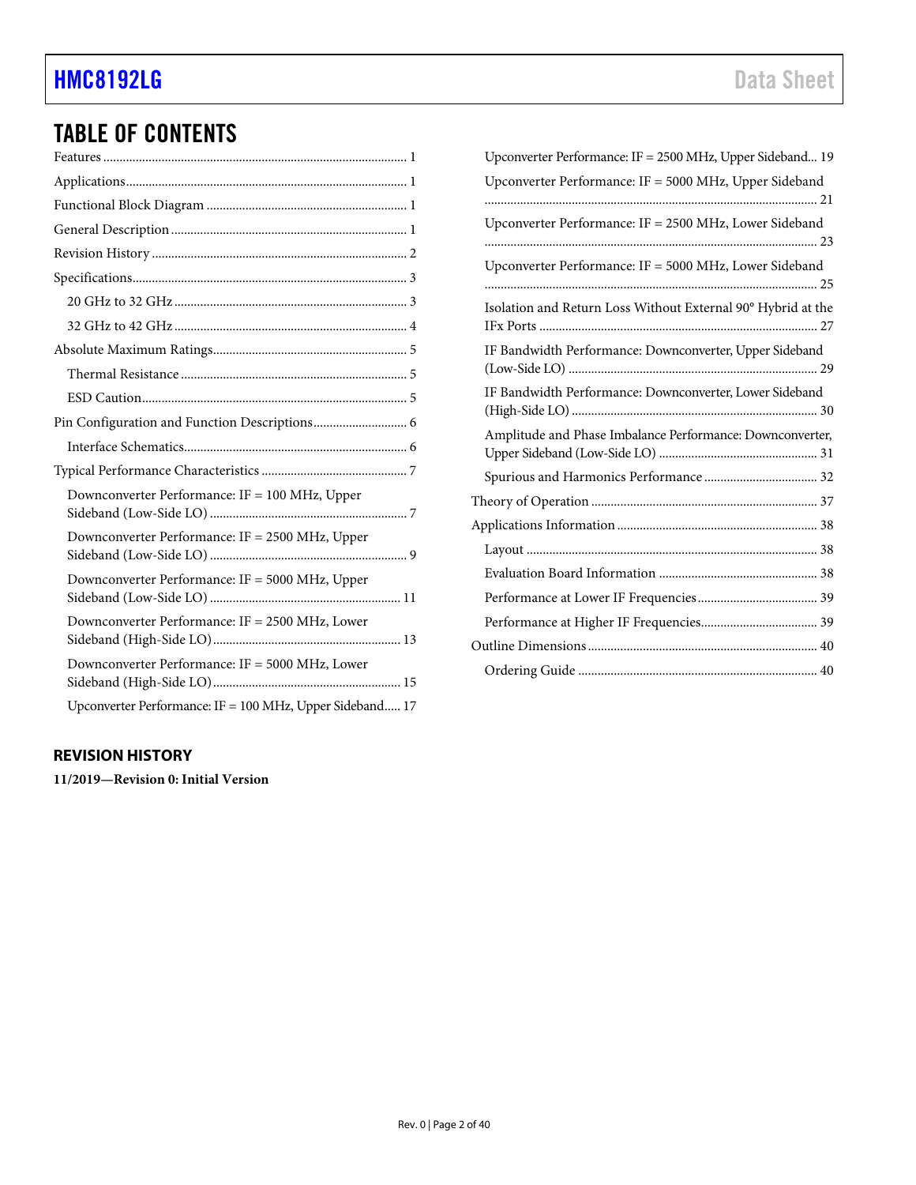## TABLE OF CONTENTS

Features ... 1
Applications ... 1
Functional Block Diagram ... 1
General Description ... 1
Revision History ... 2
Specifications ... 3
- 20 GHz to 32 GHz ... 3
- 32 GHz to 42 GHz ... 4

Absolute Maximum Ratings ... 5
- Thermal Resistance ... 5
- ESD Caution ... 5

Pin Configuration and Function Descriptions ... 6
- Interface Schematics ... 6

Typical Performance Characteristics ... 7
- Downconverter Performance: IF = 100 MHz, Upper Sideband (Low-Side LO) ... 7
- Downconverter Performance: IF = 2500 MHz, Upper Sideband (Low-Side LO) ... 9
- Downconverter Performance: IF = 5000 MHz, Upper Sideband (Low-Side LO) ... 11
- Downconverter Performance: IF = 2500 MHz, Lower Sideband (High-Side LO) ... 13
- Downconverter Performance: IF = 5000 MHz, Lower Sideband (High-Side LO) ... 15
- Upconverter Performance: IF = 100 MHz, Upper Sideband ... 17
- Upconverter Performance: IF = 2500 MHz, Upper Sideband ... 19
- Upconverter Performance: IF = 5000 MHz, Upper Sideband ... 21
- Upconverter Performance: IF = 2500 MHz, Lower Sideband ... 23
- Upconverter Performance: IF = 5000 MHz, Lower Sideband ... 25
- Isolation and Return Loss Without External 90° Hybrid at the IFx Ports ... 27
- IF Bandwidth Performance: Downconverter, Upper Sideband (Low-Side LO) ... 29
- IF Bandwidth Performance: Downconverter, Lower Sideband (High-Side LO) ... 30
- Amplitude and Phase Imbalance Performance: Downconverter, Upper Sideband (Low-Side LO) ... 31
- Spurious and Harmonics Performance ... 32

Theory of Operation ... 37
Applications Information ... 38
- Layout ... 38
- Evaluation Board Information ... 38
- Performance at Lower IF Frequencies ... 39
- Performance at Higher IF Frequencies ... 39

Outline Dimensions ... 40
- Ordering Guide ... 40

### REVISION HISTORY

**11/2019—Revision 0: Initial Version**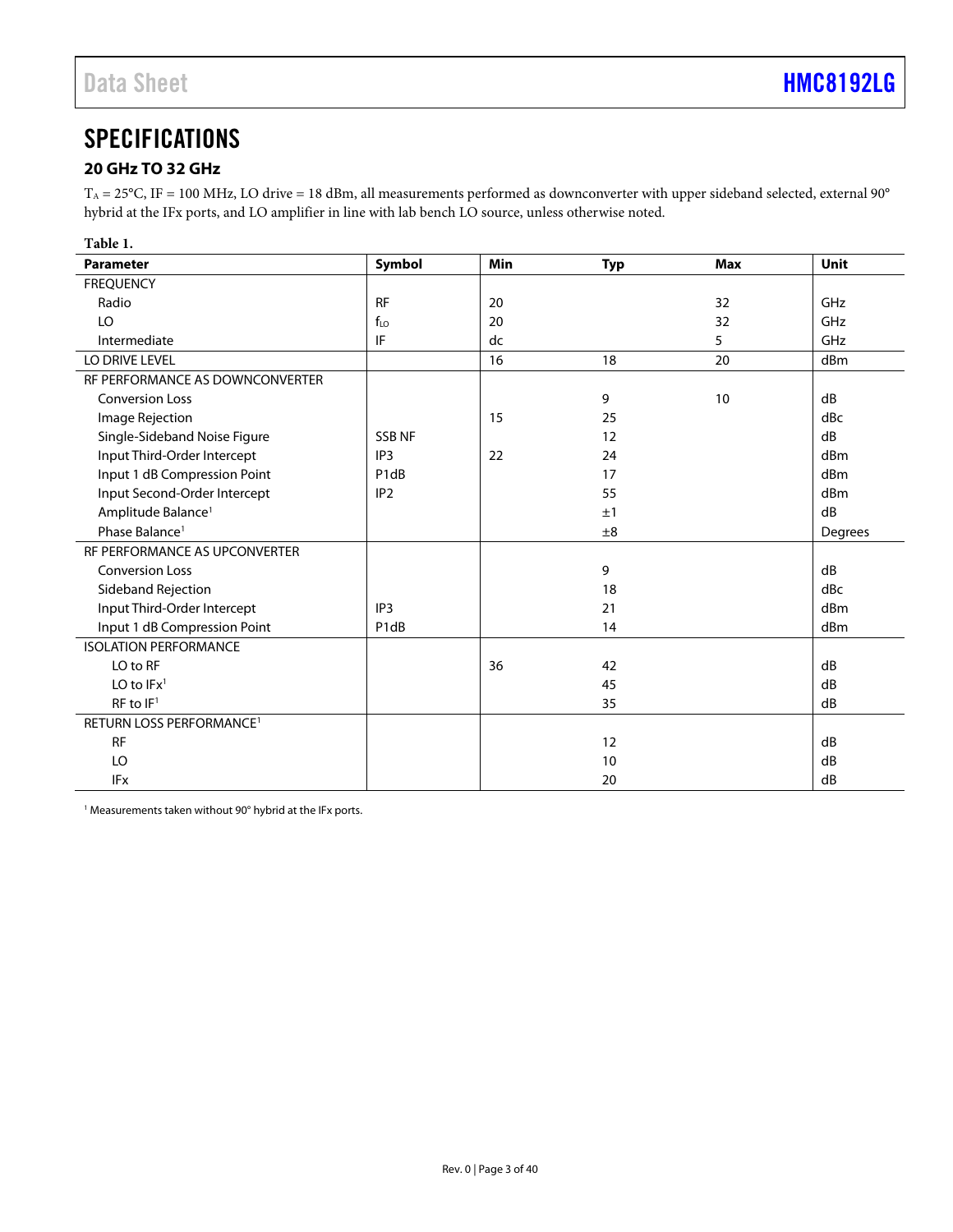## SPECIFICATIONS

### 20 GHz TO 32 GHz

$T_A$ = 25°C, IF = 100 MHz, LO drive = 18 dBm, all measurements performed as downconverter with upper sideband selected, external 90° hybrid at the IFx ports, and LO amplifier in line with lab bench LO source, unless otherwise noted.

**Table 1.**

| Parameter | Symbol | Min | Typ | Max | Unit |
|---|---|---|---|---|---|
| FREQUENCY | | | | | |
| Radio | RF | 20 | | 32 | GHz |
| LO | $f_{LO}$ | 20 | | 32 | GHz |
| Intermediate | IF | dc | | 5 | GHz |
| LO DRIVE LEVEL | | 16 | 18 | 20 | dBm |
| RF PERFORMANCE AS DOWNCONVERTER | | | | | |
| Conversion Loss | | | 9 | 10 | dB |
| Image Rejection | | 15 | 25 | | dBc |
| Single-Sideband Noise Figure | SSB NF | | 12 | | dB |
| Input Third-Order Intercept | IP3 | 22 | 24 | | dBm |
| Input 1 dB Compression Point | P1dB | | 17 | | dBm |
| Input Second-Order Intercept | IP2 | | 55 | | dBm |
| Amplitude Balance[1] | | | ±1 | | dB |
| Phase Balance[1] | | | ±8 | | Degrees |
| RF PERFORMANCE AS UPCONVERTER | | | | | |
| Conversion Loss | | | 9 | | dB |
| Sideband Rejection | | | 18 | | dBc |
| Input Third-Order Intercept | IP3 | | 21 | | dBm |
| Input 1 dB Compression Point | P1dB | | 14 | | dBm |
| ISOLATION PERFORMANCE | | | | | |
| LO to RF | | 36 | 42 | | dB |
| LO to IFx[1] | | | 45 | | dB |
| RF to IF[1] | | | 35 | | dB |
| RETURN LOSS PERFORMANCE[1] | | | | | |
| RF | | | 12 | | dB |
| LO | | | 10 | | dB |
| IFx | | | 20 | | dB |

[1] Measurements taken without 90° hybrid at the IFx ports.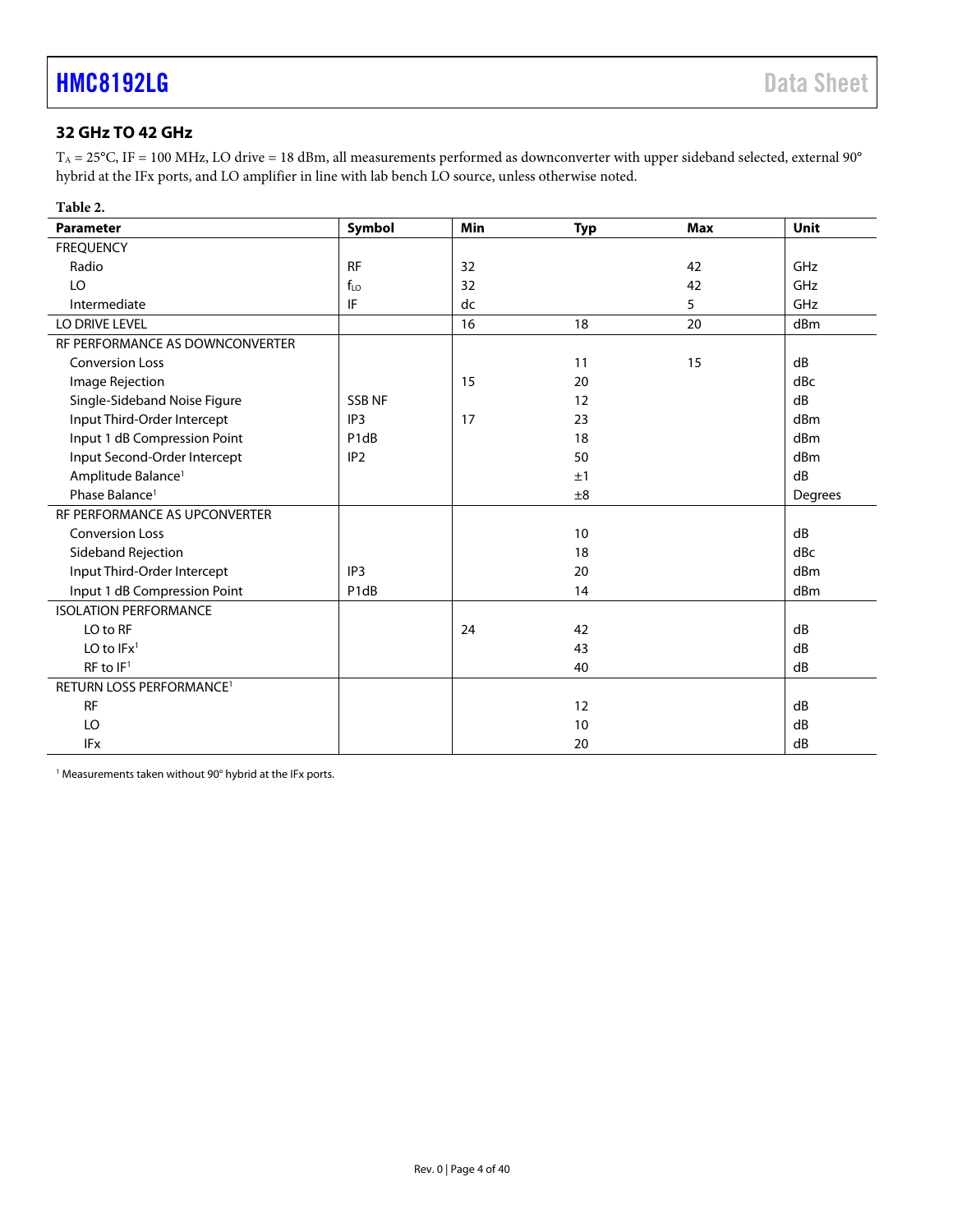## 32 GHz TO 42 GHz

$T_A$ = 25°C, IF = 100 MHz, LO drive = 18 dBm, all measurements performed as downconverter with upper sideband selected, external 90° hybrid at the IFx ports, and LO amplifier in line with lab bench LO source, unless otherwise noted.

**Table 2.**

| Parameter | Symbol | Min | Typ | Max | Unit |
|---|---|---|---|---|---|
| FREQUENCY | | | | | |
| Radio | RF | 32 | | 42 | GHz |
| LO | $f_{LO}$ | 32 | | 42 | GHz |
| Intermediate | IF | dc | | 5 | GHz |
| LO DRIVE LEVEL | | 16 | 18 | 20 | dBm |
| RF PERFORMANCE AS DOWNCONVERTER | | | | | |
| Conversion Loss | | | 11 | 15 | dB |
| Image Rejection | | 15 | 20 | | dBc |
| Single-Sideband Noise Figure | SSB NF | | 12 | | dB |
| Input Third-Order Intercept | IP3 | 17 | 23 | | dBm |
| Input 1 dB Compression Point | P1dB | | 18 | | dBm |
| Input Second-Order Intercept | IP2 | | 50 | | dBm |
| Amplitude Balance[1] | | | ±1 | | dB |
| Phase Balance[1] | | | ±8 | | Degrees |
| RF PERFORMANCE AS UPCONVERTER | | | | | |
| Conversion Loss | | | 10 | | dB |
| Sideband Rejection | | | 18 | | dBc |
| Input Third-Order Intercept | IP3 | | 20 | | dBm |
| Input 1 dB Compression Point | P1dB | | 14 | | dBm |
| ISOLATION PERFORMANCE | | | | | |
| LO to RF | | 24 | 42 | | dB |
| LO to IFx[1] | | | 43 | | dB |
| RF to IF[1] | | | 40 | | dB |
| RETURN LOSS PERFORMANCE[1] | | | | | |
| RF | | | 12 | | dB |
| LO | | | 10 | | dB |
| IFx | | | 20 | | dB |

[1] Measurements taken without 90° hybrid at the IFx ports.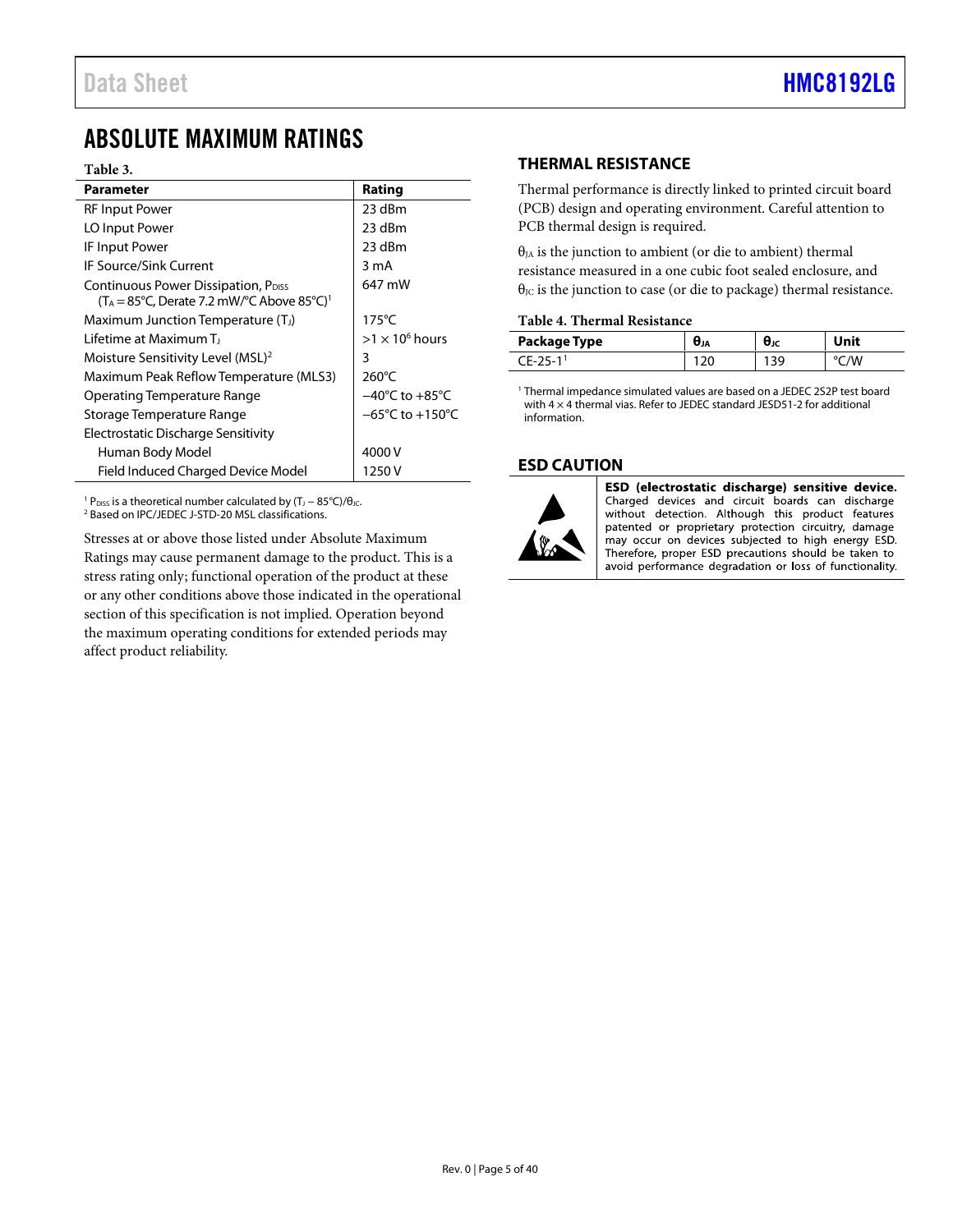## ABSOLUTE MAXIMUM RATINGS

**Table 3.**

| Parameter | Rating |
|---|---|
| RF Input Power | 23 dBm |
| LO Input Power | 23 dBm |
| IF Input Power | 23 dBm |
| IF Source/Sink Current | 3 mA |
| Continuous Power Dissipation, $P_{DISS}$ ($T_A$ = 85°C, Derate 7.2 mW/°C Above 85°C)[1] | 647 mW |
| Maximum Junction Temperature ($T_J$) | 175°C |
| Lifetime at Maximum $T_J$ | $>1 \times 10^6$ hours |
| Moisture Sensitivity Level (MSL)[2] | 3 |
| Maximum Peak Reflow Temperature (MLS3) | 260°C |
| Operating Temperature Range | −40°C to +85°C |
| Storage Temperature Range | −65°C to +150°C |
| Electrostatic Discharge Sensitivity | |
| Human Body Model | 4000 V |
| Field Induced Charged Device Model | 1250 V |

[1] $P_{DISS}$ is a theoretical number calculated by ($T_J$ − 85°C)/$\theta_{JC}$.
[2] Based on IPC/JEDEC J-STD-20 MSL classifications.

Stresses at or above those listed under Absolute Maximum Ratings may cause permanent damage to the product. This is a stress rating only; functional operation of the product at these or any other conditions above those indicated in the operational section of this specification is not implied. Operation beyond the maximum operating conditions for extended periods may affect product reliability.

### THERMAL RESISTANCE

Thermal performance is directly linked to printed circuit board (PCB) design and operating environment. Careful attention to PCB thermal design is required.

$\theta_{JA}$ is the junction to ambient (or die to ambient) thermal resistance measured in a one cubic foot sealed enclosure, and $\theta_{JC}$ is the junction to case (or die to package) thermal resistance.

**Table 4. Thermal Resistance**

| Package Type | $\theta_{JA}$ | $\theta_{JC}$ | Unit |
|---|---|---|---|
| CE-25-1[1] | 120 | 139 | °C/W |

[1] Thermal impedance simulated values are based on a JEDEC 2S2P test board with 4 × 4 thermal vias. Refer to JEDEC standard JESD51-2 for additional information.

### ESD CAUTION

**ESD (electrostatic discharge) sensitive device.** Charged devices and circuit boards can discharge without detection. Although this product features patented or proprietary protection circuitry, damage may occur on devices subjected to high energy ESD. Therefore, proper ESD precautions should be taken to avoid performance degradation or loss of functionality.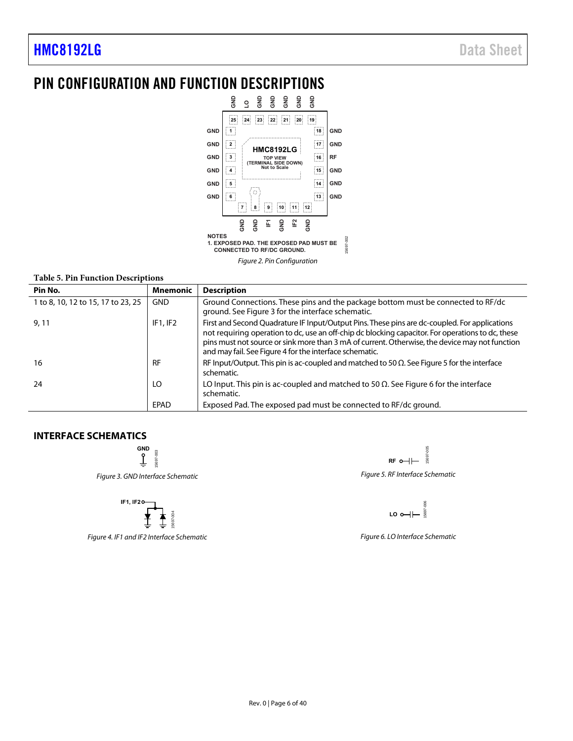# PIN CONFIGURATION AND FUNCTION DESCRIPTIONS

NOTES
1. EXPOSED PAD. THE EXPOSED PAD MUST BE CONNECTED TO RF/DC GROUND.

*Figure 2. Pin Configuration*

**Table 5. Pin Function Descriptions**

| Pin No. | Mnemonic | Description |
|---|---|---|
| 1 to 8, 10, 12 to 15, 17 to 23, 25 | GND | Ground Connections. These pins and the package bottom must be connected to RF/dc ground. See Figure 3 for the interface schematic. |
| 9, 11 | IF1, IF2 | First and Second Quadrature IF Input/Output Pins. These pins are dc-coupled. For applications not requiring operation to dc, use an off-chip dc blocking capacitor. For operations to dc, these pins must not source or sink more than 3 mA of current. Otherwise, the device may not function and may fail. See Figure 4 for the interface schematic. |
| 16 | RF | RF Input/Output. This pin is ac-coupled and matched to 50 Ω. See Figure 5 for the interface schematic. |
| 24 | LO | LO Input. This pin is ac-coupled and matched to 50 Ω. See Figure 6 for the interface schematic. |
| | EPAD | Exposed Pad. The exposed pad must be connected to RF/dc ground. |

## INTERFACE SCHEMATICS

*Figure 3. GND Interface Schematic*

*Figure 4. IF1 and IF2 Interface Schematic*

*Figure 5. RF Interface Schematic*

*Figure 6. LO Interface Schematic*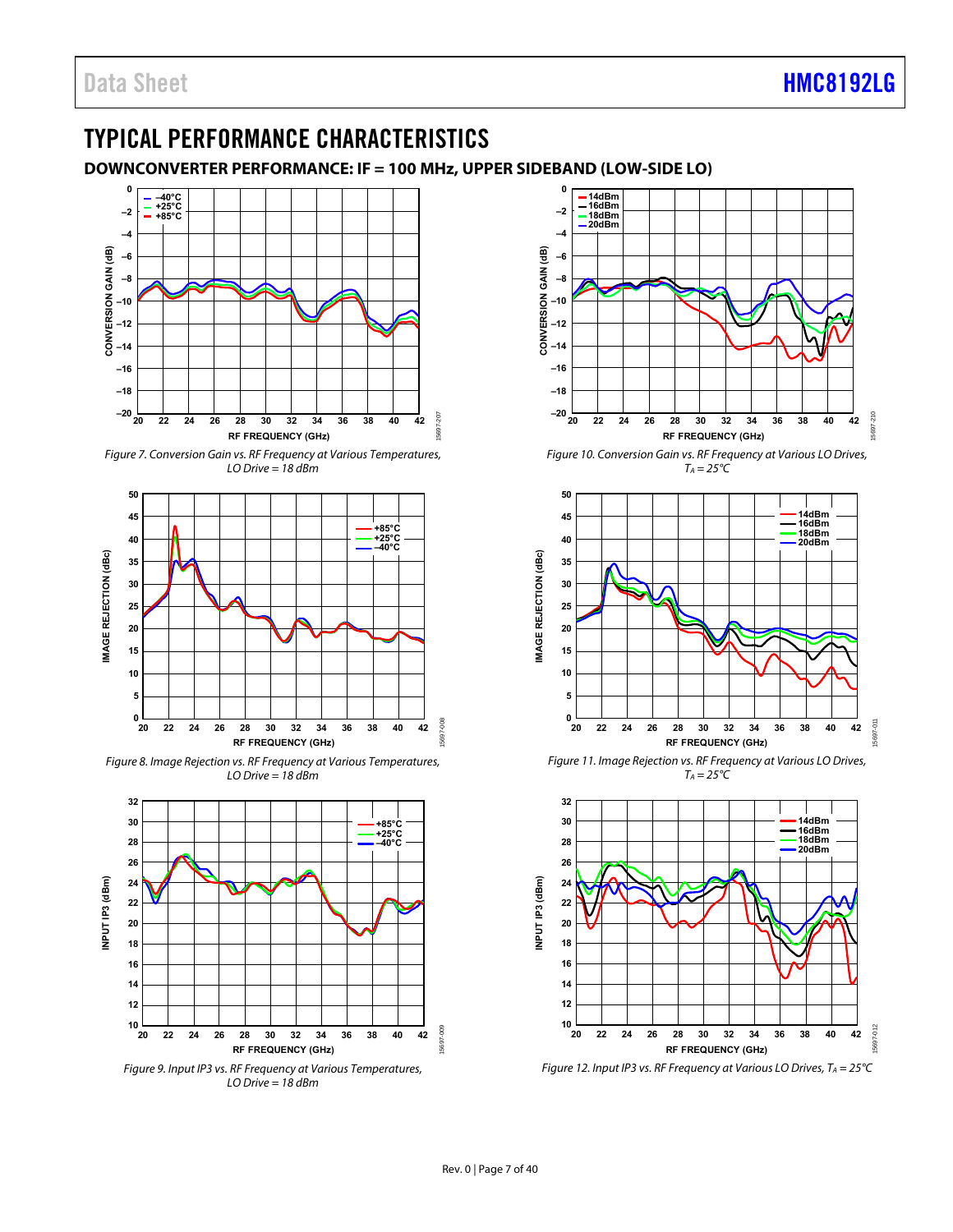# TYPICAL PERFORMANCE CHARACTERISTICS

## DOWNCONVERTER PERFORMANCE: IF = 100 MHz, UPPER SIDEBAND (LOW-SIDE LO)

*Figure 7. Conversion Gain vs. RF Frequency at Various Temperatures, LO Drive = 18 dBm*

*Figure 8. Image Rejection vs. RF Frequency at Various Temperatures, LO Drive = 18 dBm*

*Figure 9. Input IP3 vs. RF Frequency at Various Temperatures, LO Drive = 18 dBm*

*Figure 10. Conversion Gain vs. RF Frequency at Various LO Drives, $T_A$ = 25°C*

*Figure 11. Image Rejection vs. RF Frequency at Various LO Drives, $T_A$ = 25°C*

*Figure 12. Input IP3 vs. RF Frequency at Various LO Drives, $T_A$ = 25°C*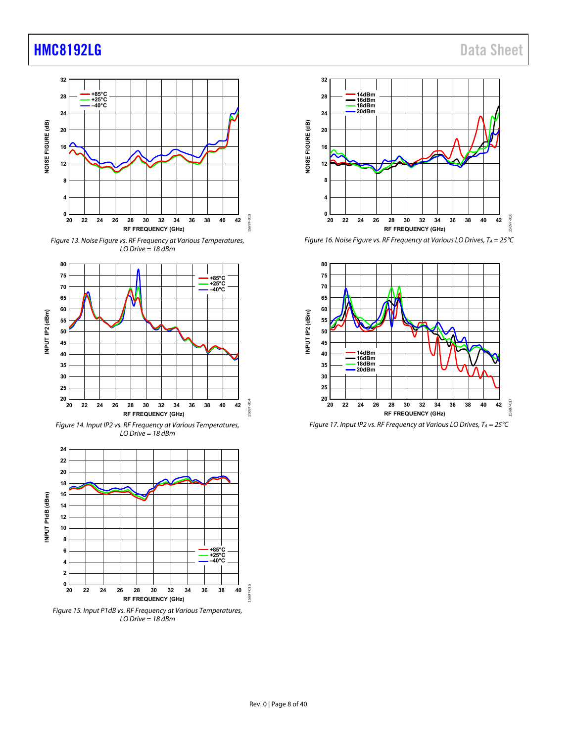Figure 13. Noise Figure vs. RF Frequency at Various Temperatures, LO Drive = 18 dBm

Figure 14. Input IP2 vs. RF Frequency at Various Temperatures, LO Drive = 18 dBm

Figure 15. Input P1dB vs. RF Frequency at Various Temperatures, LO Drive = 18 dBm

Figure 16. Noise Figure vs. RF Frequency at Various LO Drives, $T_A$ = 25°C

Figure 17. Input IP2 vs. RF Frequency at Various LO Drives, $T_A$ = 25°C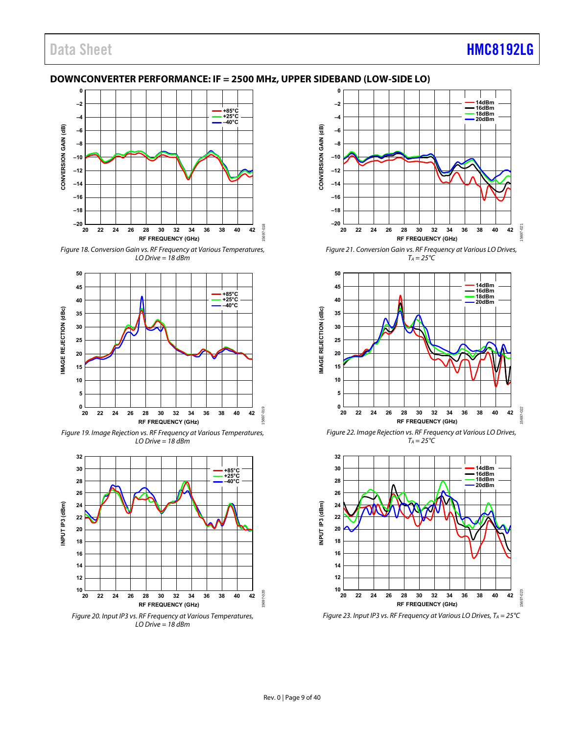## DOWNCONVERTER PERFORMANCE: IF = 2500 MHz, UPPER SIDEBAND (LOW-SIDE LO)

*Figure 18. Conversion Gain vs. RF Frequency at Various Temperatures, LO Drive = 18 dBm*

*Figure 19. Image Rejection vs. RF Frequency at Various Temperatures, LO Drive = 18 dBm*

*Figure 20. Input IP3 vs. RF Frequency at Various Temperatures, LO Drive = 18 dBm*

*Figure 21. Conversion Gain vs. RF Frequency at Various LO Drives, $T_A$ = 25°C*

*Figure 22. Image Rejection vs. RF Frequency at Various LO Drives, $T_A$ = 25°C*

*Figure 23. Input IP3 vs. RF Frequency at Various LO Drives, $T_A$ = 25°C*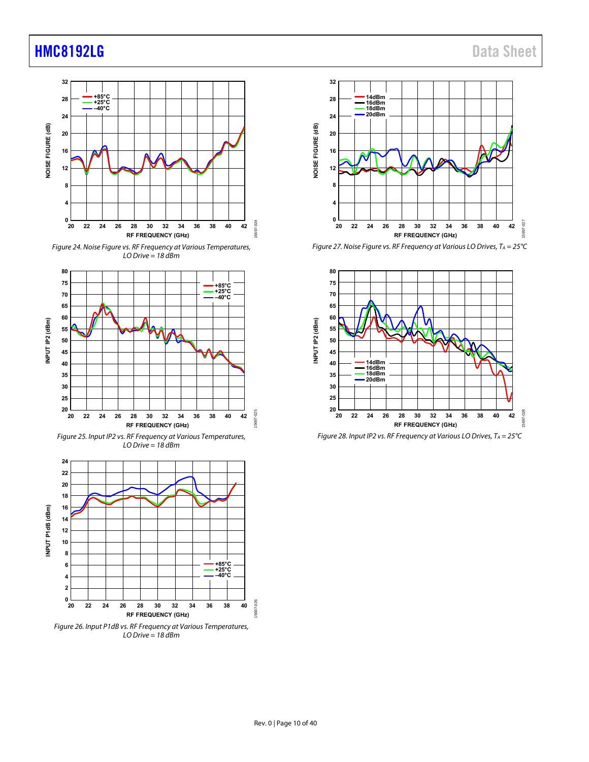Figure 24. Noise Figure vs. RF Frequency at Various Temperatures, LO Drive = 18 dBm

Figure 25. Input IP2 vs. RF Frequency at Various Temperatures, LO Drive = 18 dBm

Figure 26. Input P1dB vs. RF Frequency at Various Temperatures, LO Drive = 18 dBm

Figure 27. Noise Figure vs. RF Frequency at Various LO Drives, $T_A$ = 25°C

Figure 28. Input IP2 vs. RF Frequency at Various LO Drives, $T_A$ = 25°C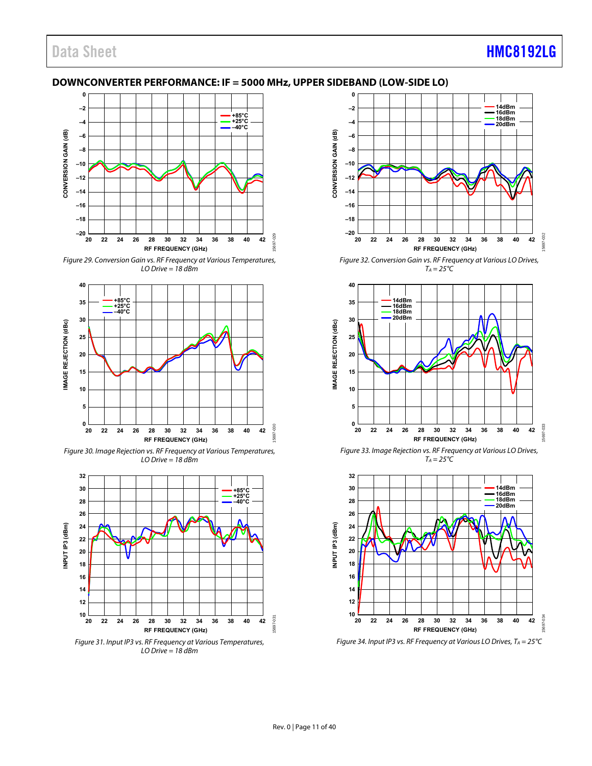## DOWNCONVERTER PERFORMANCE: IF = 5000 MHz, UPPER SIDEBAND (LOW-SIDE LO)

Figure 29. Conversion Gain vs. RF Frequency at Various Temperatures, LO Drive = 18 dBm

Figure 30. Image Rejection vs. RF Frequency at Various Temperatures, LO Drive = 18 dBm

Figure 31. Input IP3 vs. RF Frequency at Various Temperatures, LO Drive = 18 dBm

Figure 32. Conversion Gain vs. RF Frequency at Various LO Drives, $T_A$ = 25°C

Figure 33. Image Rejection vs. RF Frequency at Various LO Drives, $T_A$ = 25°C

Figure 34. Input IP3 vs. RF Frequency at Various LO Drives, $T_A$ = 25°C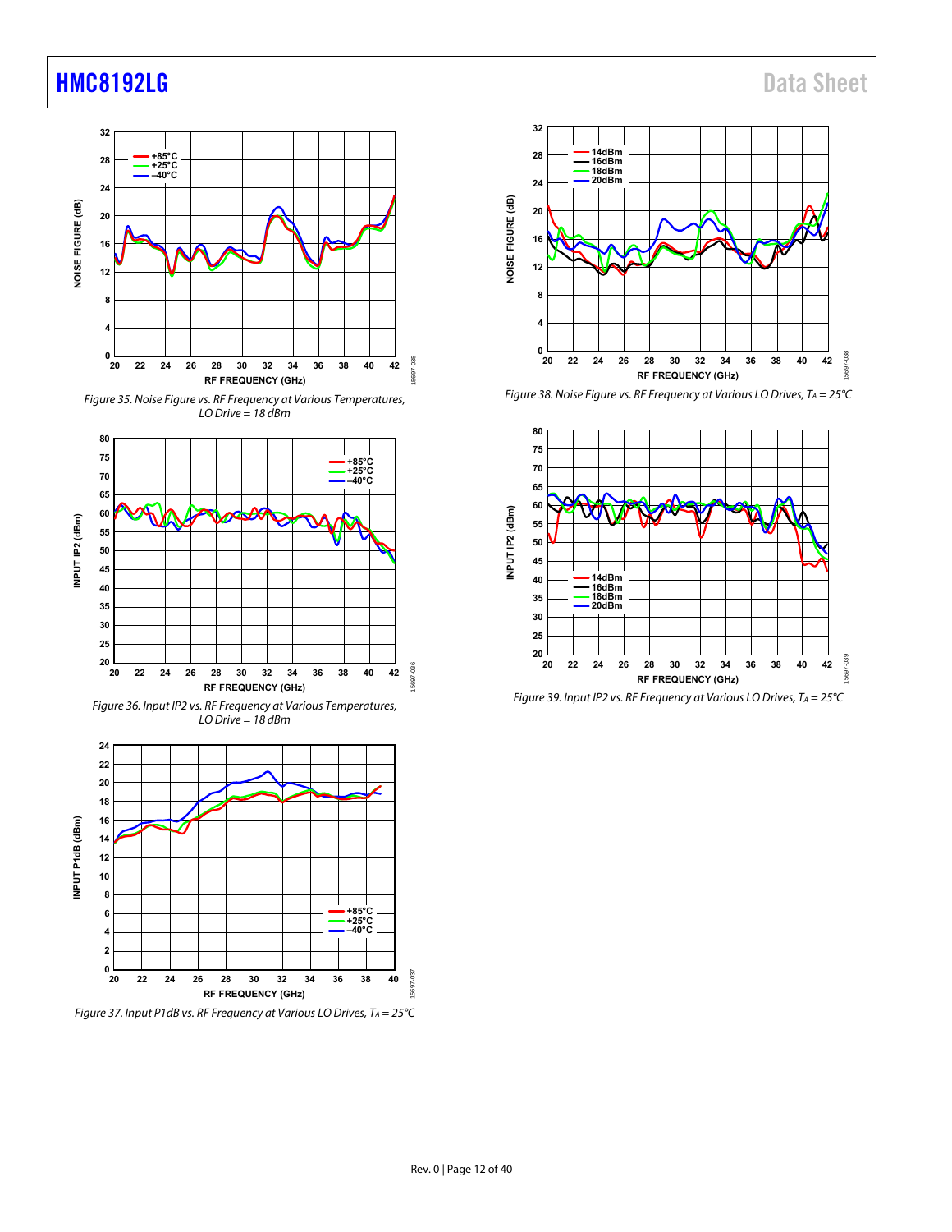Figure 35. Noise Figure vs. RF Frequency at Various Temperatures, LO Drive = 18 dBm

Figure 36. Input IP2 vs. RF Frequency at Various Temperatures, LO Drive = 18 dBm

Figure 37. Input P1dB vs. RF Frequency at Various LO Drives, $T_A = 25°C$

Figure 38. Noise Figure vs. RF Frequency at Various LO Drives, $T_A = 25°C$

Figure 39. Input IP2 vs. RF Frequency at Various LO Drives, $T_A = 25°C$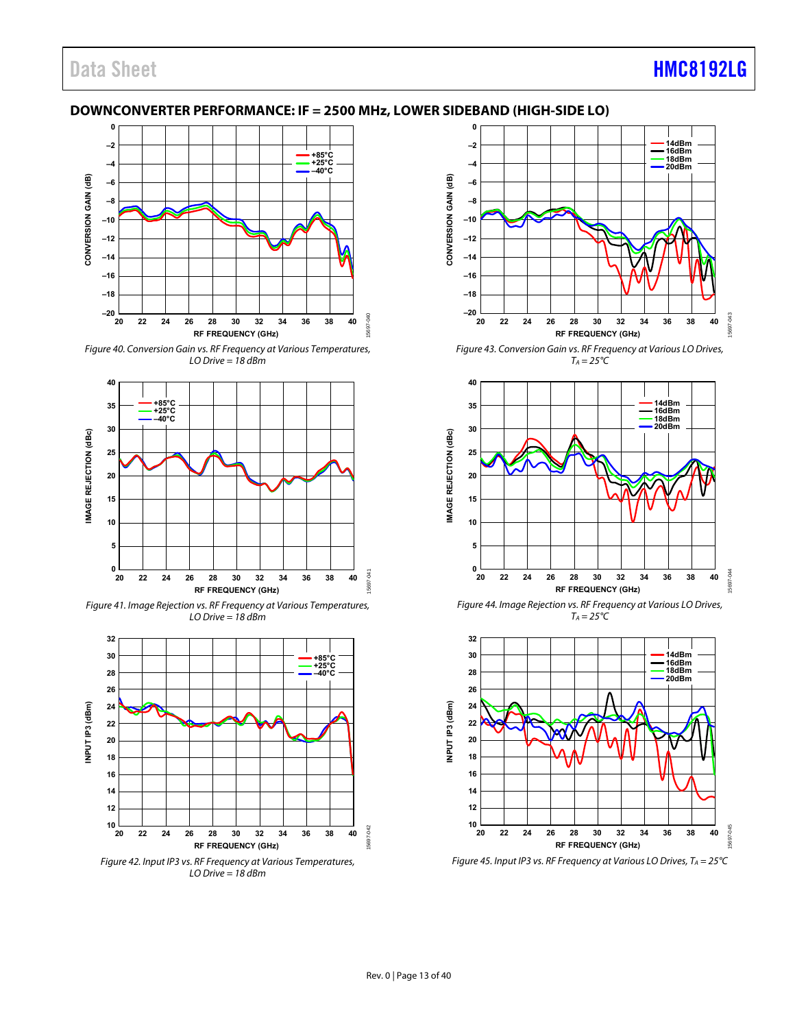## DOWNCONVERTER PERFORMANCE: IF = 2500 MHz, LOWER SIDEBAND (HIGH-SIDE LO)

Figure 40. Conversion Gain vs. RF Frequency at Various Temperatures, LO Drive = 18 dBm

Figure 41. Image Rejection vs. RF Frequency at Various Temperatures, LO Drive = 18 dBm

Figure 42. Input IP3 vs. RF Frequency at Various Temperatures, LO Drive = 18 dBm

Figure 43. Conversion Gain vs. RF Frequency at Various LO Drives, $T_A$ = 25°C

Figure 44. Image Rejection vs. RF Frequency at Various LO Drives, $T_A$ = 25°C

Figure 45. Input IP3 vs. RF Frequency at Various LO Drives, $T_A$ = 25°C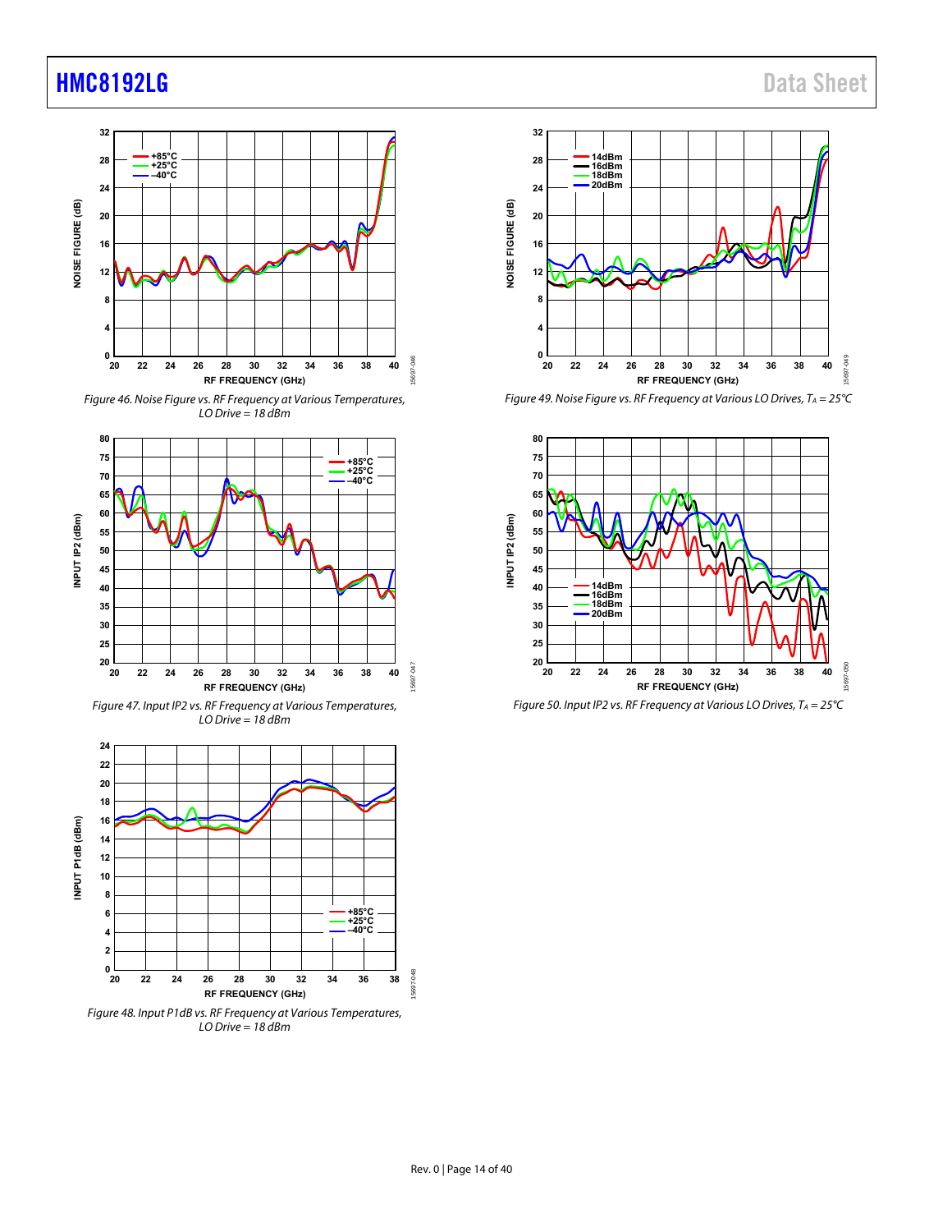Figure 46. Noise Figure vs. RF Frequency at Various Temperatures, LO Drive = 18 dBm

Figure 47. Input IP2 vs. RF Frequency at Various Temperatures, LO Drive = 18 dBm

Figure 48. Input P1dB vs. RF Frequency at Various Temperatures, LO Drive = 18 dBm

Figure 49. Noise Figure vs. RF Frequency at Various LO Drives, $T_A$ = 25°C

Figure 50. Input IP2 vs. RF Frequency at Various LO Drives, $T_A$ = 25°C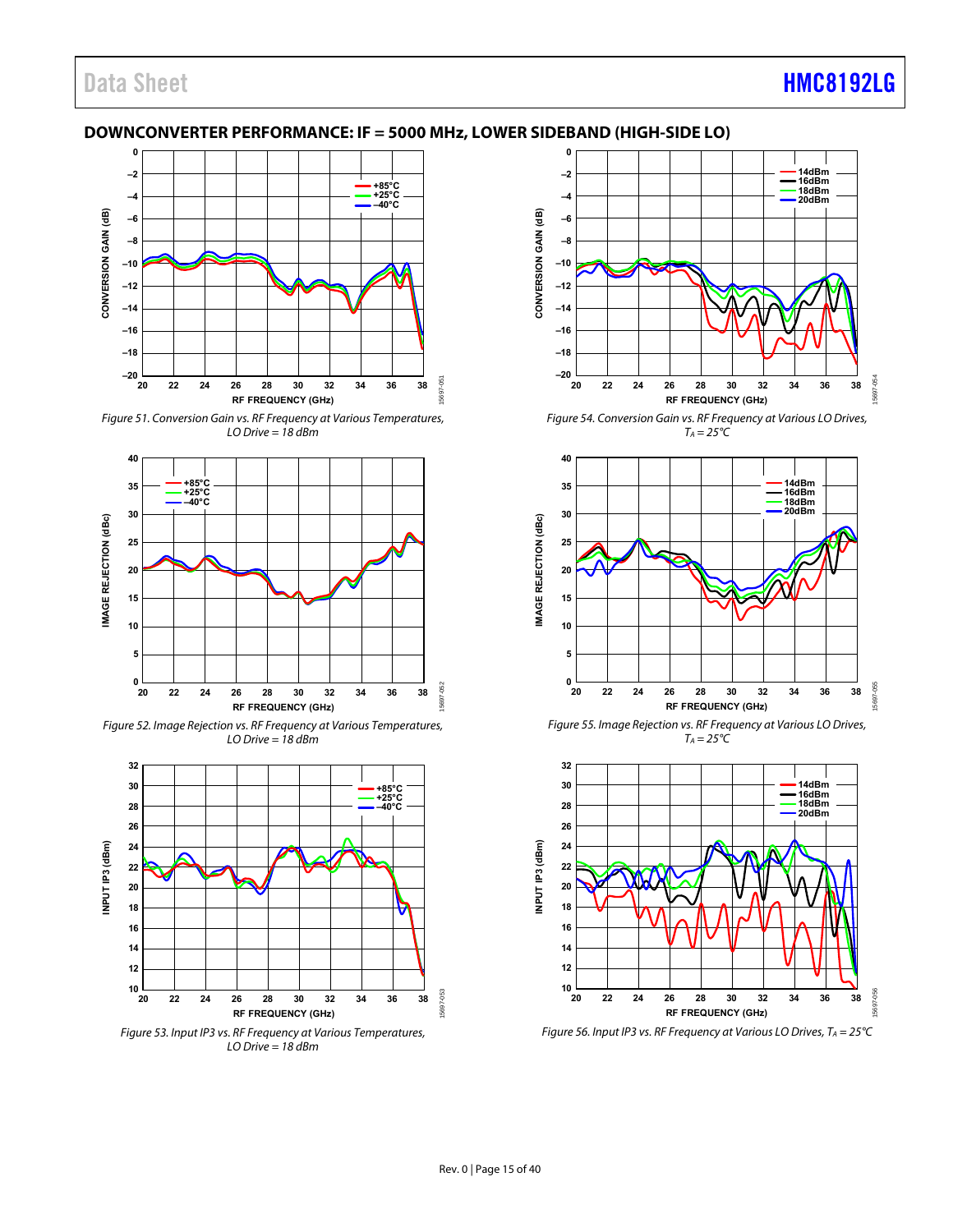## DOWNCONVERTER PERFORMANCE: IF = 5000 MHz, LOWER SIDEBAND (HIGH-SIDE LO)

Figure 51. Conversion Gain vs. RF Frequency at Various Temperatures, LO Drive = 18 dBm

Figure 52. Image Rejection vs. RF Frequency at Various Temperatures, LO Drive = 18 dBm

Figure 53. Input IP3 vs. RF Frequency at Various Temperatures, LO Drive = 18 dBm

Figure 54. Conversion Gain vs. RF Frequency at Various LO Drives, $T_A$ = 25°C

Figure 55. Image Rejection vs. RF Frequency at Various LO Drives, $T_A$ = 25°C

Figure 56. Input IP3 vs. RF Frequency at Various LO Drives, $T_A$ = 25°C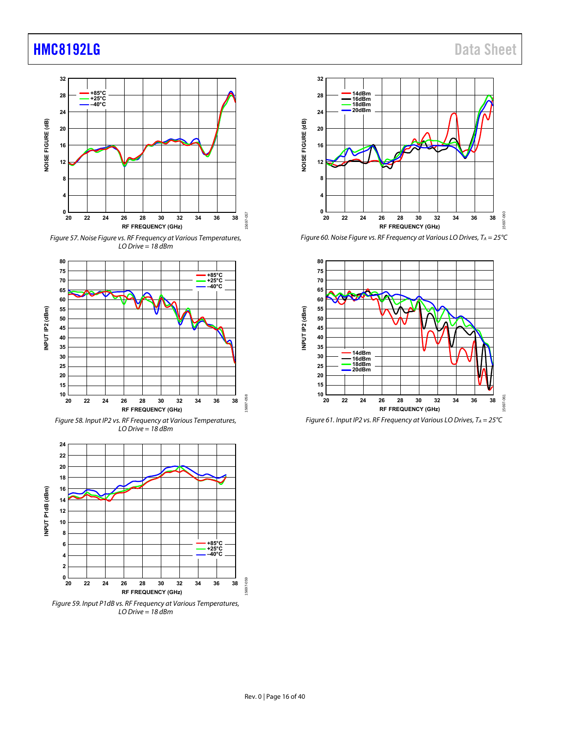Figure 57. Noise Figure vs. RF Frequency at Various Temperatures, LO Drive = 18 dBm

Figure 58. Input IP2 vs. RF Frequency at Various Temperatures, LO Drive = 18 dBm

Figure 59. Input P1dB vs. RF Frequency at Various Temperatures, LO Drive = 18 dBm

Figure 60. Noise Figure vs. RF Frequency at Various LO Drives, $T_A$ = 25°C

Figure 61. Input IP2 vs. RF Frequency at Various LO Drives, $T_A$ = 25°C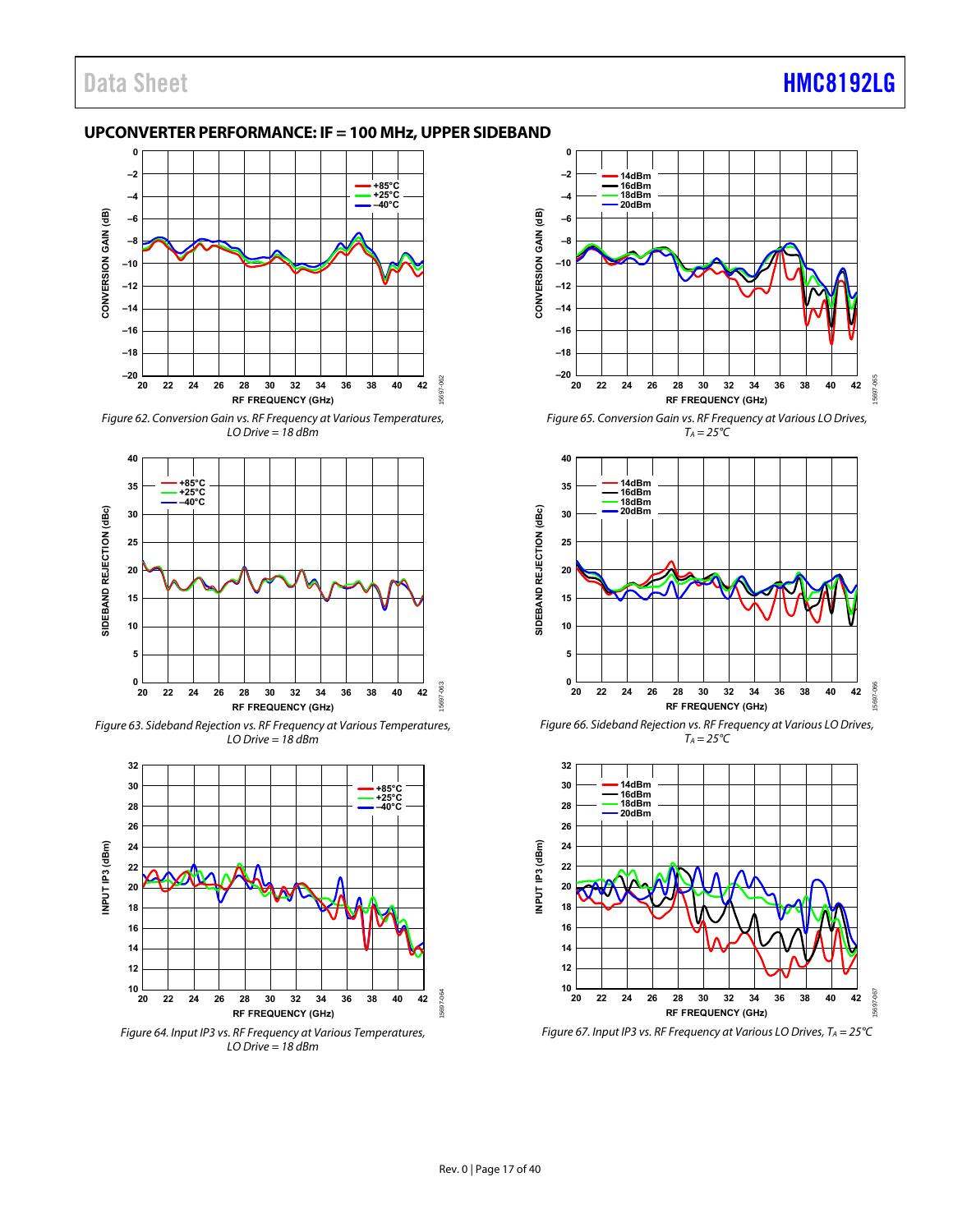## UPCONVERTER PERFORMANCE: IF = 100 MHz, UPPER SIDEBAND

*Figure 62. Conversion Gain vs. RF Frequency at Various Temperatures, LO Drive = 18 dBm*

*Figure 63. Sideband Rejection vs. RF Frequency at Various Temperatures, LO Drive = 18 dBm*

*Figure 64. Input IP3 vs. RF Frequency at Various Temperatures, LO Drive = 18 dBm*

*Figure 65. Conversion Gain vs. RF Frequency at Various LO Drives, $T_A$ = 25°C*

*Figure 66. Sideband Rejection vs. RF Frequency at Various LO Drives, $T_A$ = 25°C*

*Figure 67. Input IP3 vs. RF Frequency at Various LO Drives, $T_A$ = 25°C*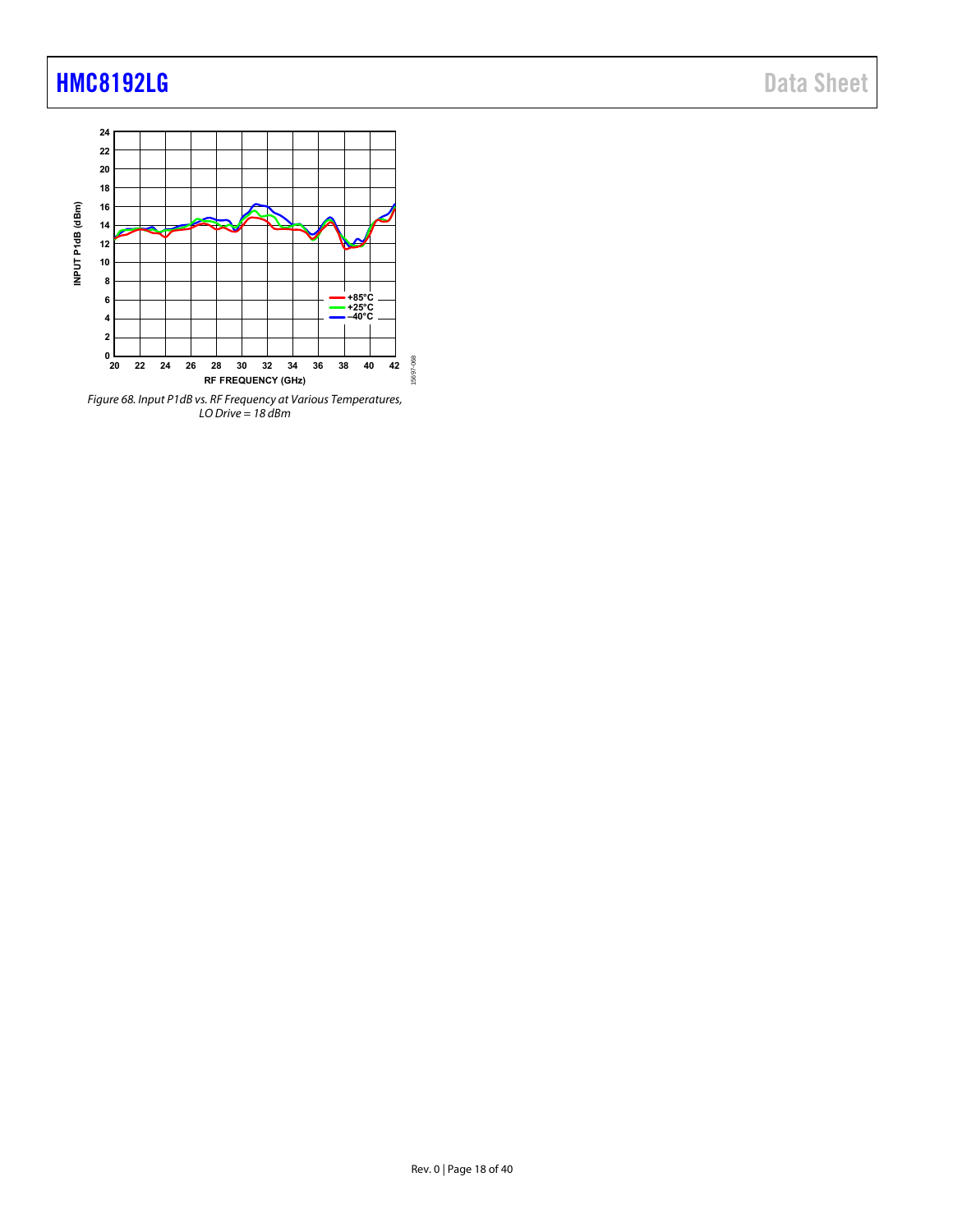Figure 68. Input P1dB vs. RF Frequency at Various Temperatures, LO Drive = 18 dBm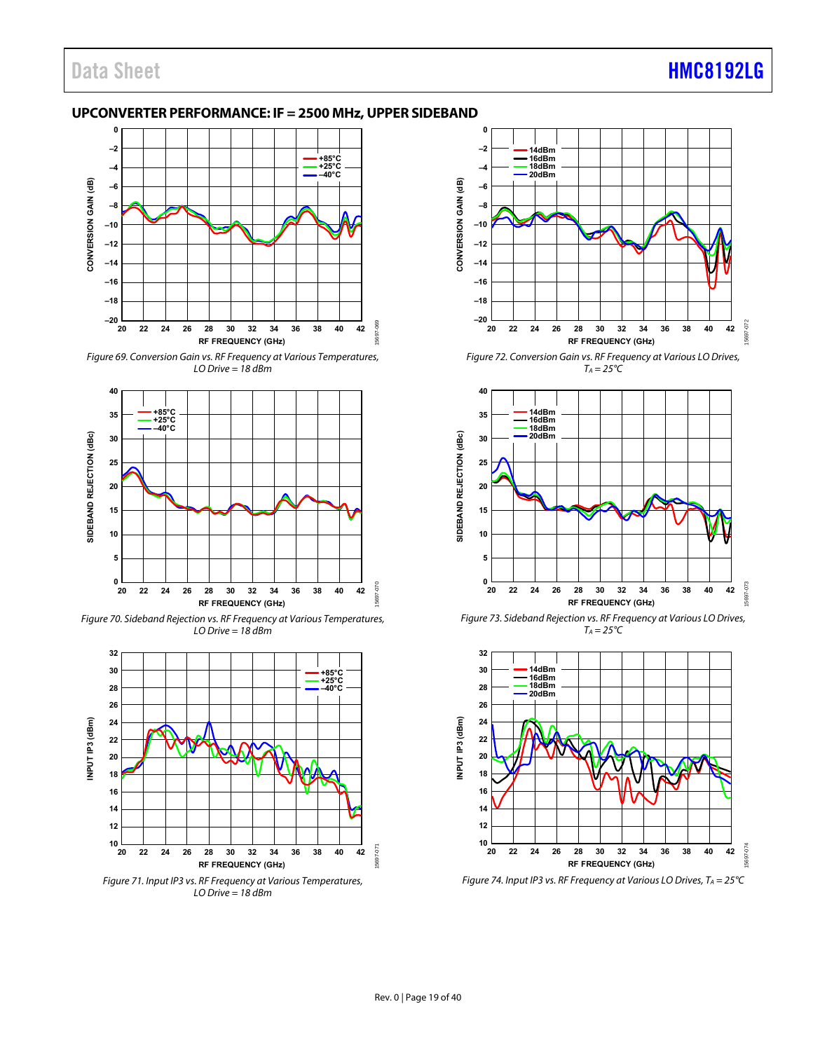## UPCONVERTER PERFORMANCE: IF = 2500 MHz, UPPER SIDEBAND

Figure 69. Conversion Gain vs. RF Frequency at Various Temperatures, LO Drive = 18 dBm

Figure 70. Sideband Rejection vs. RF Frequency at Various Temperatures, LO Drive = 18 dBm

Figure 71. Input IP3 vs. RF Frequency at Various Temperatures, LO Drive = 18 dBm

Figure 72. Conversion Gain vs. RF Frequency at Various LO Drives, $T_A$ = 25°C

Figure 73. Sideband Rejection vs. RF Frequency at Various LO Drives, $T_A$ = 25°C

Figure 74. Input IP3 vs. RF Frequency at Various LO Drives, $T_A$ = 25°C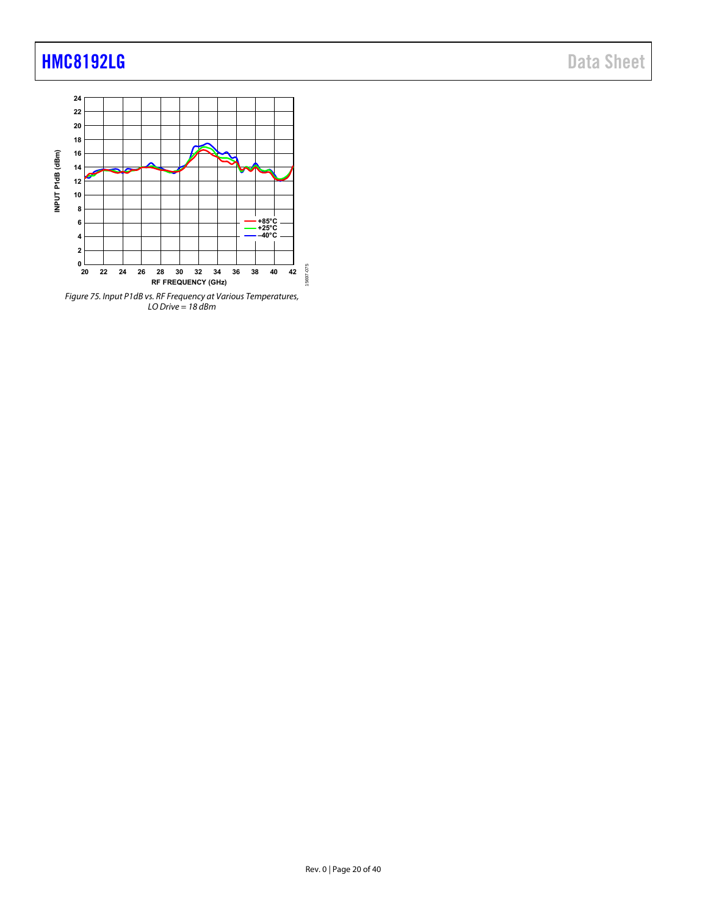Figure 75. Input P1dB vs. RF Frequency at Various Temperatures, LO Drive = 18 dBm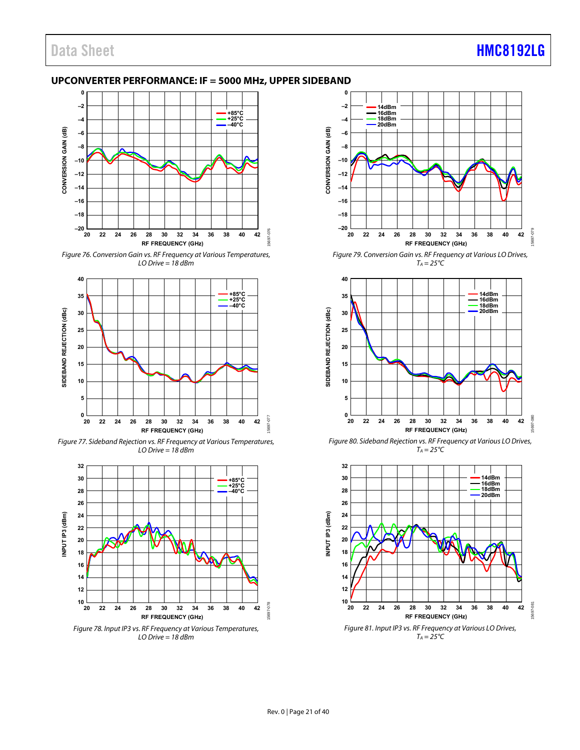## UPCONVERTER PERFORMANCE: IF = 5000 MHz, UPPER SIDEBAND

*Figure 76. Conversion Gain vs. RF Frequency at Various Temperatures, LO Drive = 18 dBm*

*Figure 77. Sideband Rejection vs. RF Frequency at Various Temperatures, LO Drive = 18 dBm*

*Figure 78. Input IP3 vs. RF Frequency at Various Temperatures, LO Drive = 18 dBm*

*Figure 79. Conversion Gain vs. RF Frequency at Various LO Drives, $T_A$ = 25°C*

*Figure 80. Sideband Rejection vs. RF Frequency at Various LO Drives, $T_A$ = 25°C*

*Figure 81. Input IP3 vs. RF Frequency at Various LO Drives, $T_A$ = 25°C*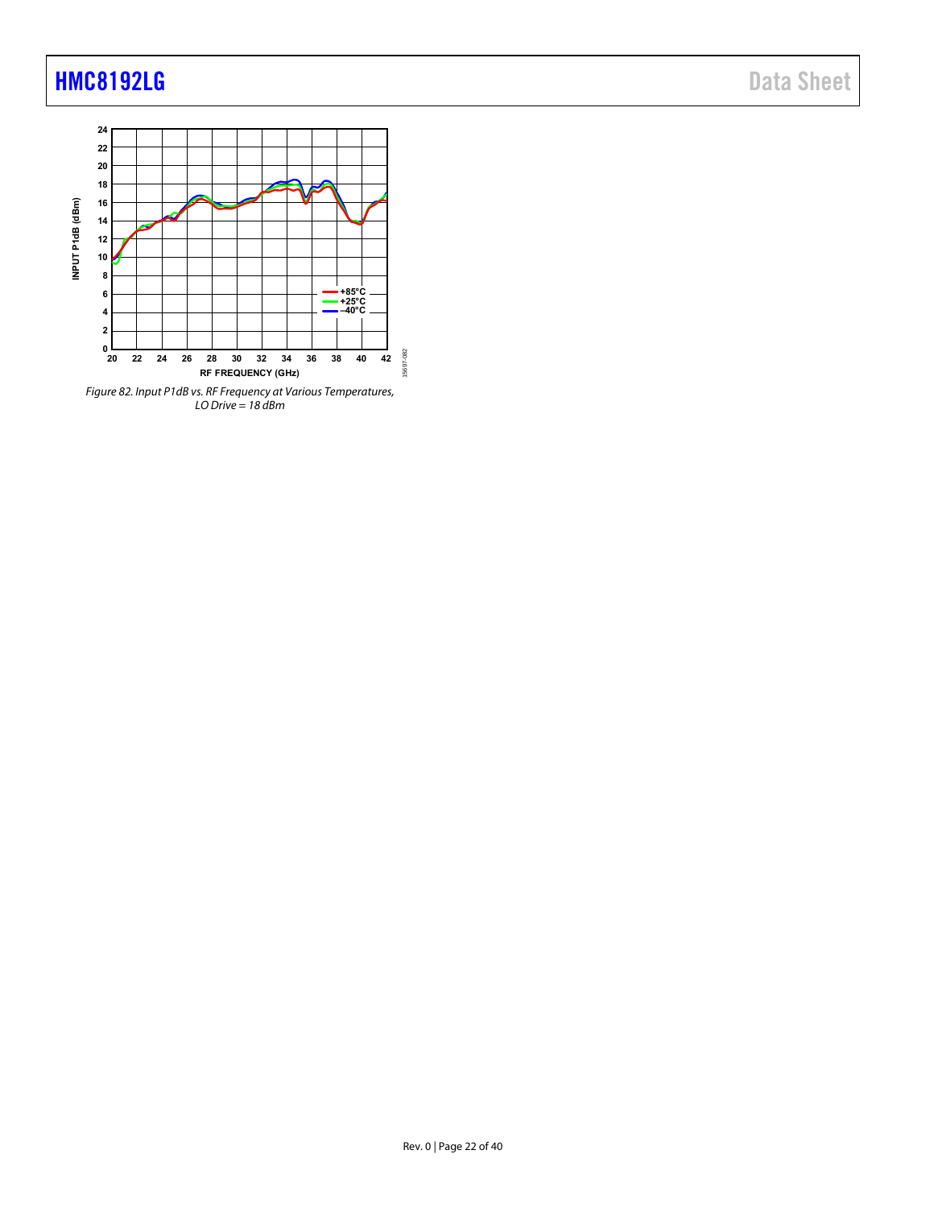Figure 82. Input P1dB vs. RF Frequency at Various Temperatures, LO Drive = 18 dBm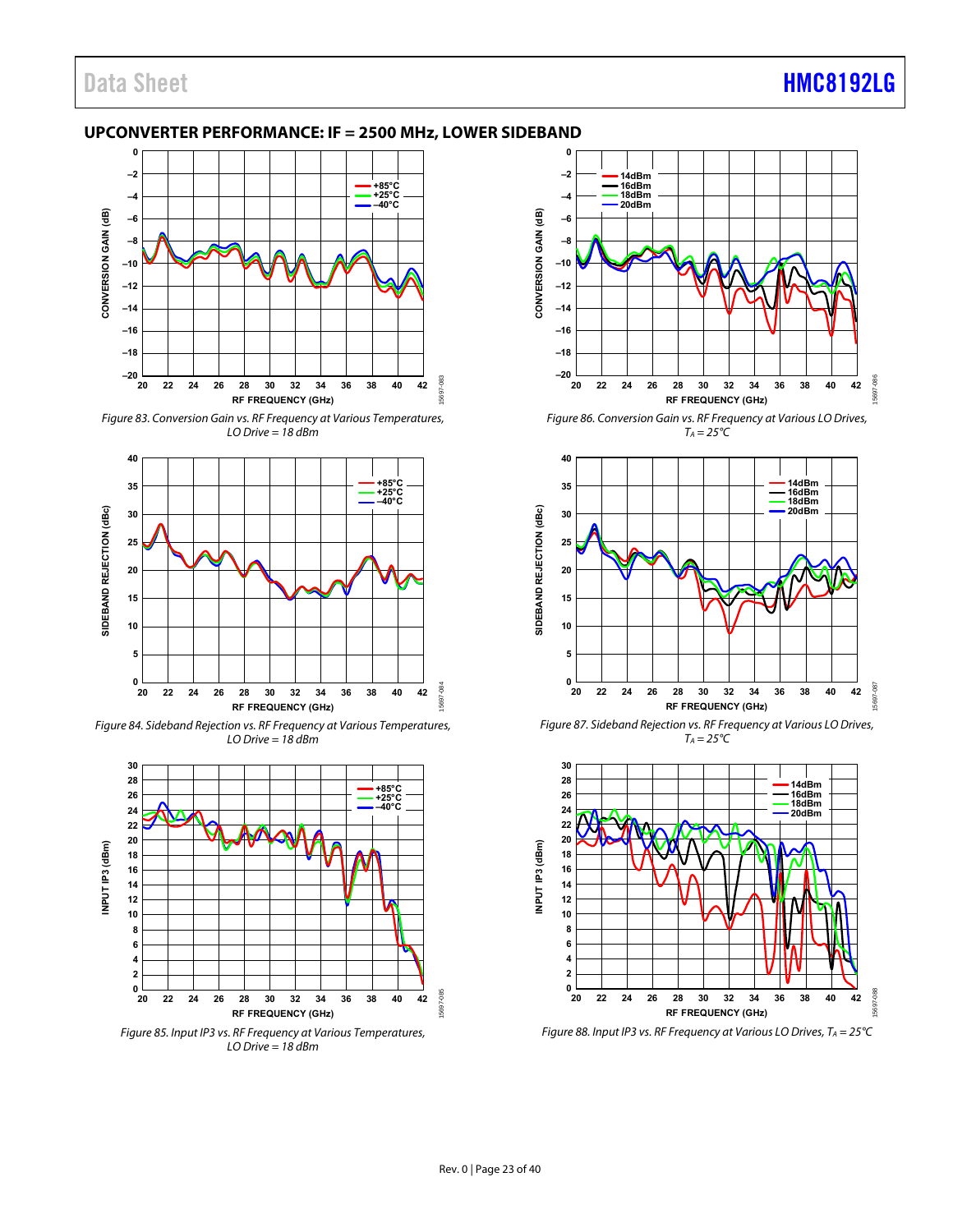## UPCONVERTER PERFORMANCE: IF = 2500 MHz, LOWER SIDEBAND

*Figure 83. Conversion Gain vs. RF Frequency at Various Temperatures, LO Drive = 18 dBm*

*Figure 84. Sideband Rejection vs. RF Frequency at Various Temperatures, LO Drive = 18 dBm*

*Figure 85. Input IP3 vs. RF Frequency at Various Temperatures, LO Drive = 18 dBm*

*Figure 86. Conversion Gain vs. RF Frequency at Various LO Drives, $T_A$ = 25°C*

*Figure 87. Sideband Rejection vs. RF Frequency at Various LO Drives, $T_A$ = 25°C*

*Figure 88. Input IP3 vs. RF Frequency at Various LO Drives, $T_A$ = 25°C*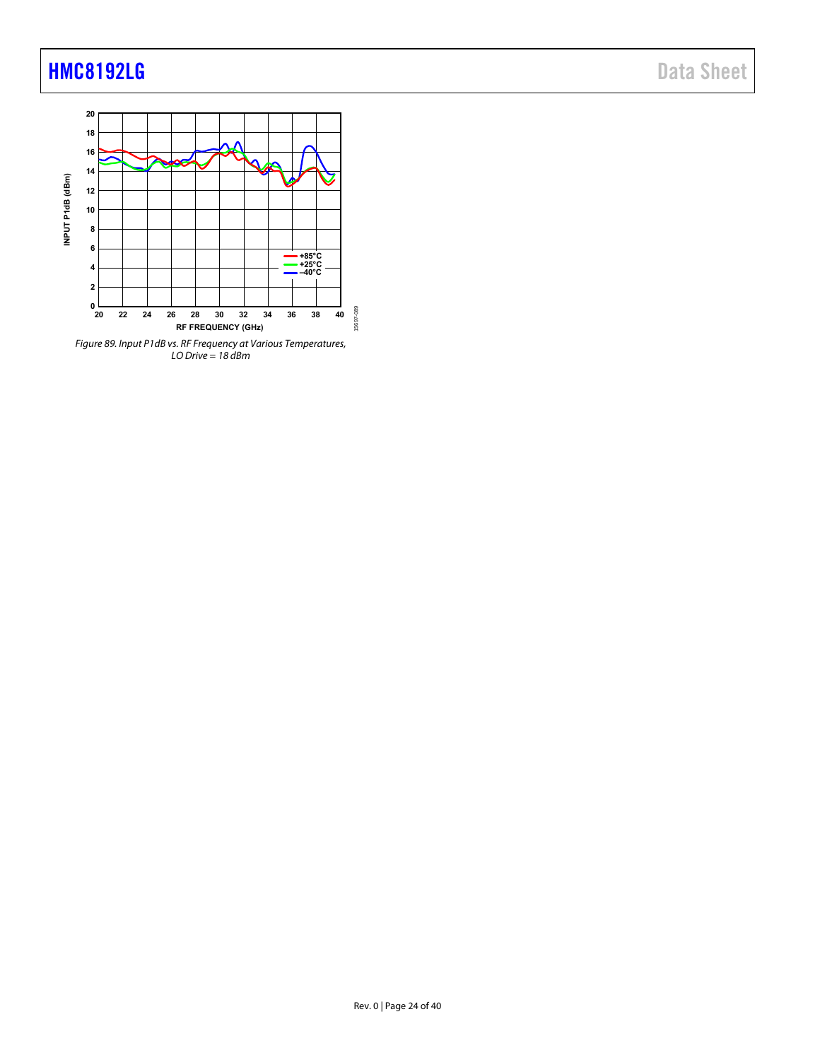Figure 89. Input P1dB vs. RF Frequency at Various Temperatures, LO Drive = 18 dBm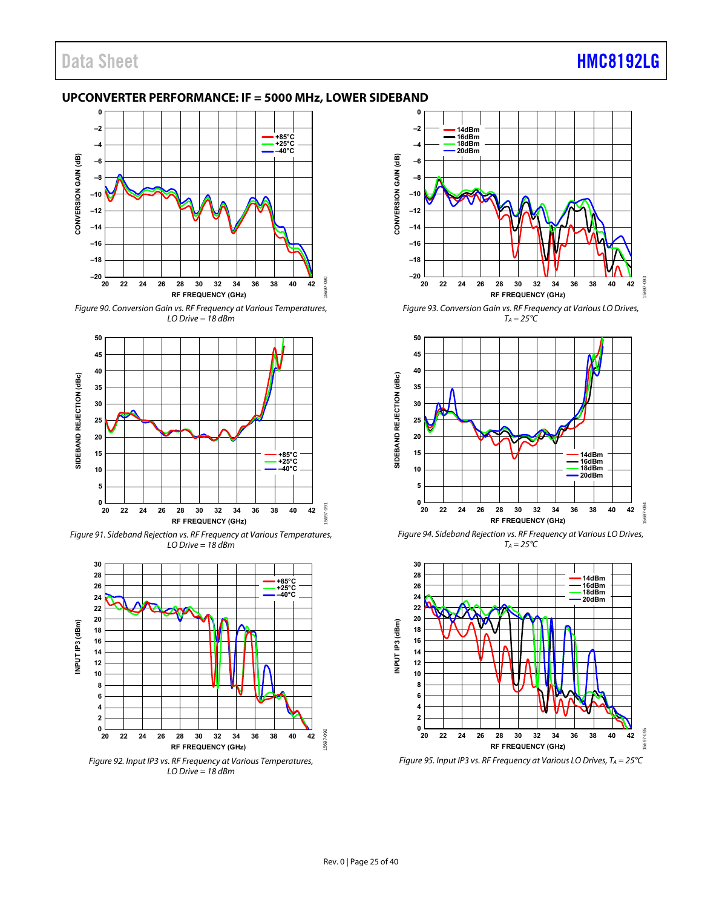## UPCONVERTER PERFORMANCE: IF = 5000 MHz, LOWER SIDEBAND

Figure 90. Conversion Gain vs. RF Frequency at Various Temperatures, LO Drive = 18 dBm

Figure 91. Sideband Rejection vs. RF Frequency at Various Temperatures, LO Drive = 18 dBm

Figure 92. Input IP3 vs. RF Frequency at Various Temperatures, LO Drive = 18 dBm

Figure 93. Conversion Gain vs. RF Frequency at Various LO Drives, $T_A = 25°C$

Figure 94. Sideband Rejection vs. RF Frequency at Various LO Drives, $T_A = 25°C$

Figure 95. Input IP3 vs. RF Frequency at Various LO Drives, $T_A = 25°C$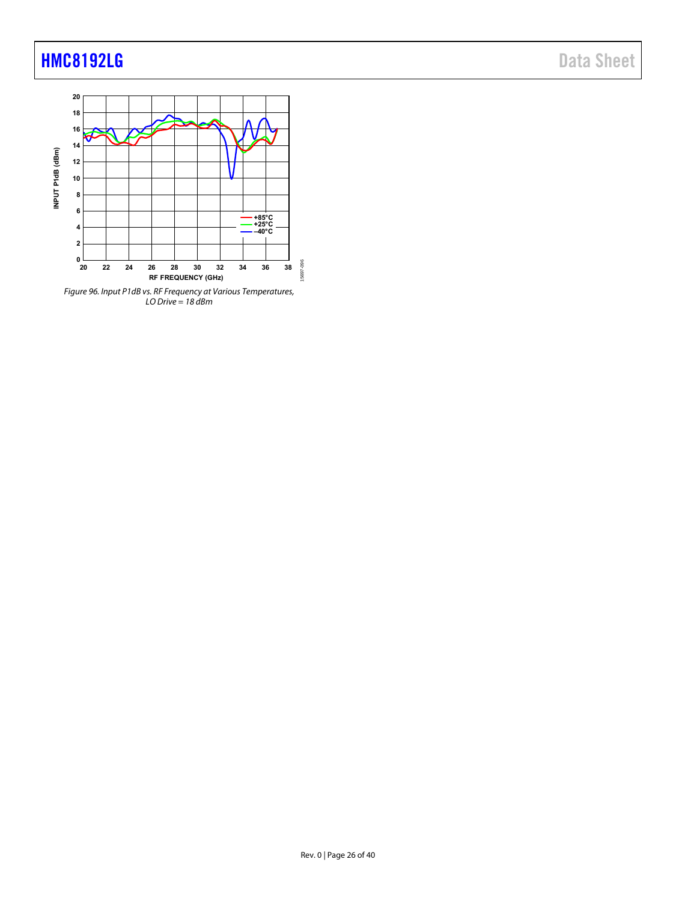Figure 96. Input P1dB vs. RF Frequency at Various Temperatures, LO Drive = 18 dBm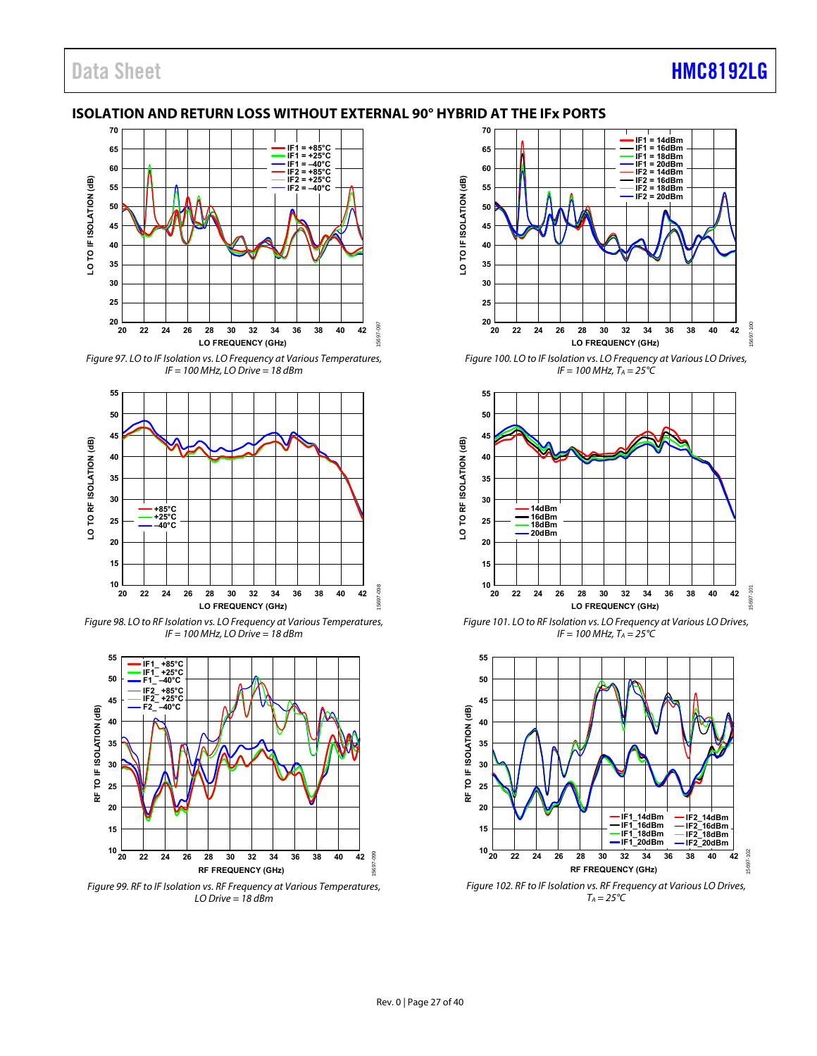## ISOLATION AND RETURN LOSS WITHOUT EXTERNAL 90° HYBRID AT THE IFx PORTS

*Figure 97. LO to IF Isolation vs. LO Frequency at Various Temperatures, IF = 100 MHz, LO Drive = 18 dBm*

*Figure 98. LO to RF Isolation vs. LO Frequency at Various Temperatures, IF = 100 MHz, LO Drive = 18 dBm*

*Figure 99. RF to IF Isolation vs. RF Frequency at Various Temperatures, LO Drive = 18 dBm*

*Figure 100. LO to IF Isolation vs. LO Frequency at Various LO Drives, IF = 100 MHz, $T_A$ = 25°C*

*Figure 101. LO to RF Isolation vs. LO Frequency at Various LO Drives, IF = 100 MHz, $T_A$ = 25°C*

*Figure 102. RF to IF Isolation vs. RF Frequency at Various LO Drives, $T_A$ = 25°C*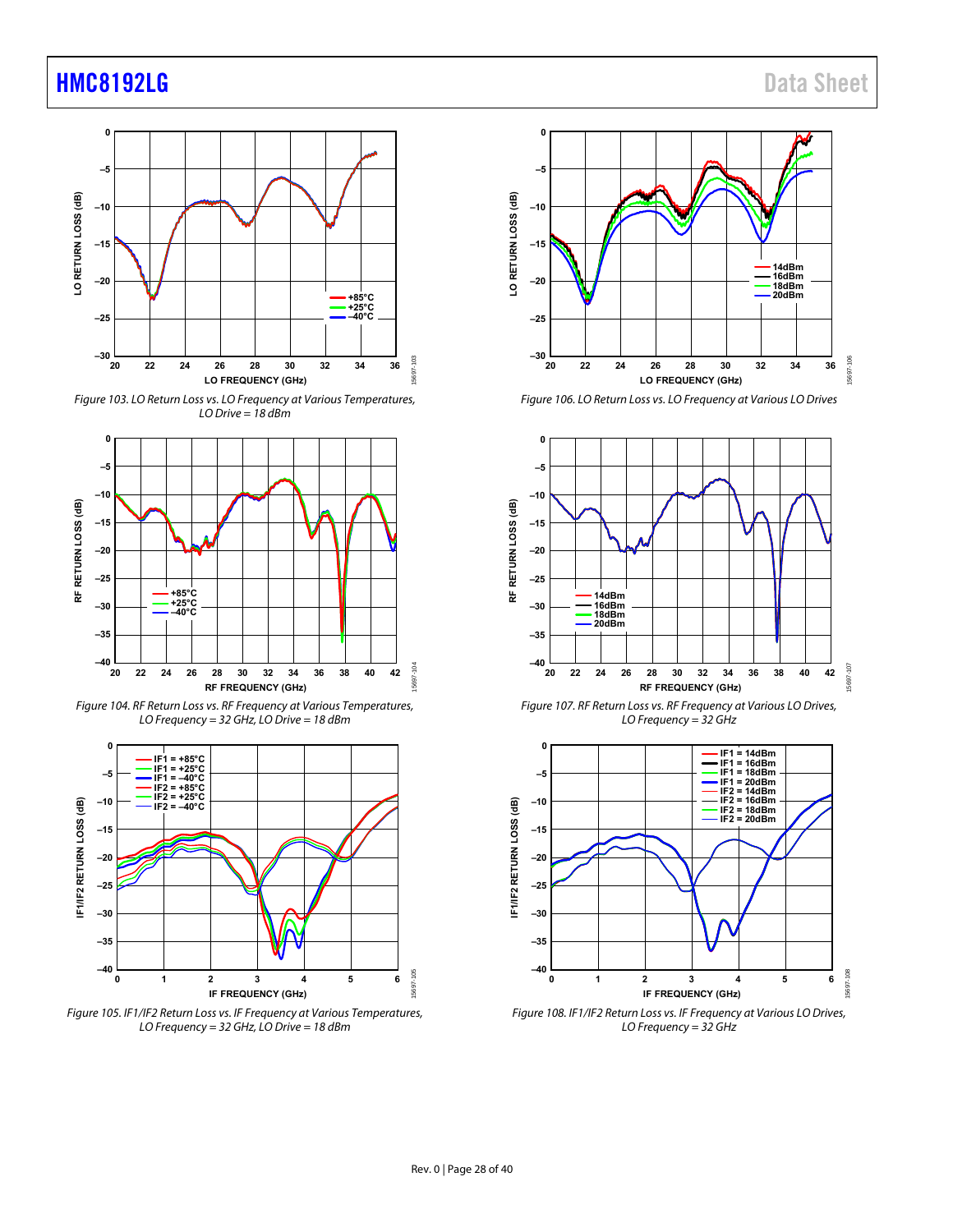Figure 103. LO Return Loss vs. LO Frequency at Various Temperatures, LO Drive = 18 dBm

Figure 104. RF Return Loss vs. RF Frequency at Various Temperatures, LO Frequency = 32 GHz, LO Drive = 18 dBm

Figure 105. IF1/IF2 Return Loss vs. IF Frequency at Various Temperatures, LO Frequency = 32 GHz, LO Drive = 18 dBm

Figure 106. LO Return Loss vs. LO Frequency at Various LO Drives

Figure 107. RF Return Loss vs. RF Frequency at Various LO Drives, LO Frequency = 32 GHz

Figure 108. IF1/IF2 Return Loss vs. IF Frequency at Various LO Drives, LO Frequency = 32 GHz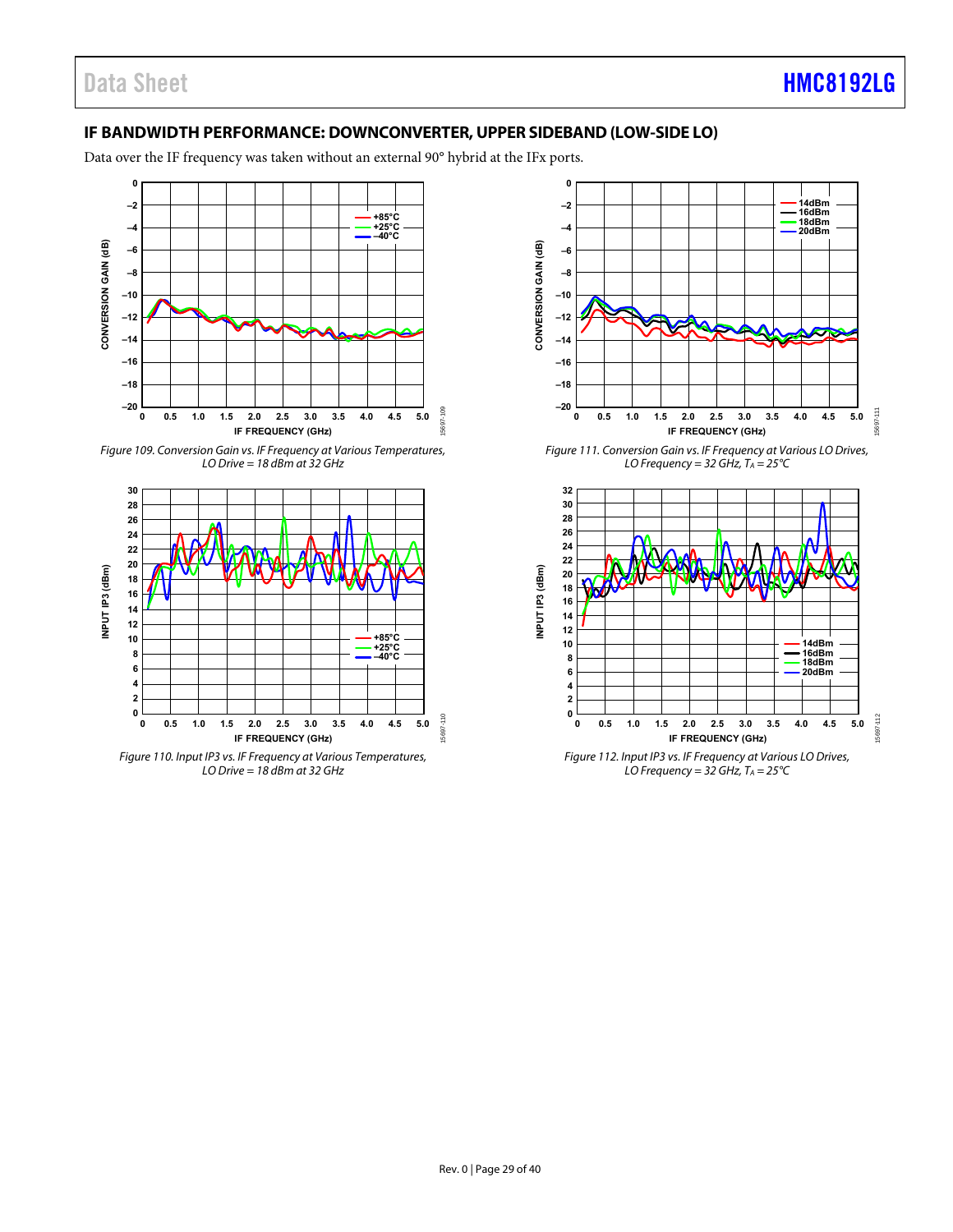## IF BANDWIDTH PERFORMANCE: DOWNCONVERTER, UPPER SIDEBAND (LOW-SIDE LO)

Data over the IF frequency was taken without an external 90° hybrid at the IFx ports.

*Figure 109. Conversion Gain vs. IF Frequency at Various Temperatures, LO Drive = 18 dBm at 32 GHz*

*Figure 110. Input IP3 vs. IF Frequency at Various Temperatures, LO Drive = 18 dBm at 32 GHz*

*Figure 111. Conversion Gain vs. IF Frequency at Various LO Drives, LO Frequency = 32 GHz, $T_A$ = 25°C*

*Figure 112. Input IP3 vs. IF Frequency at Various LO Drives, LO Frequency = 32 GHz, $T_A$ = 25°C*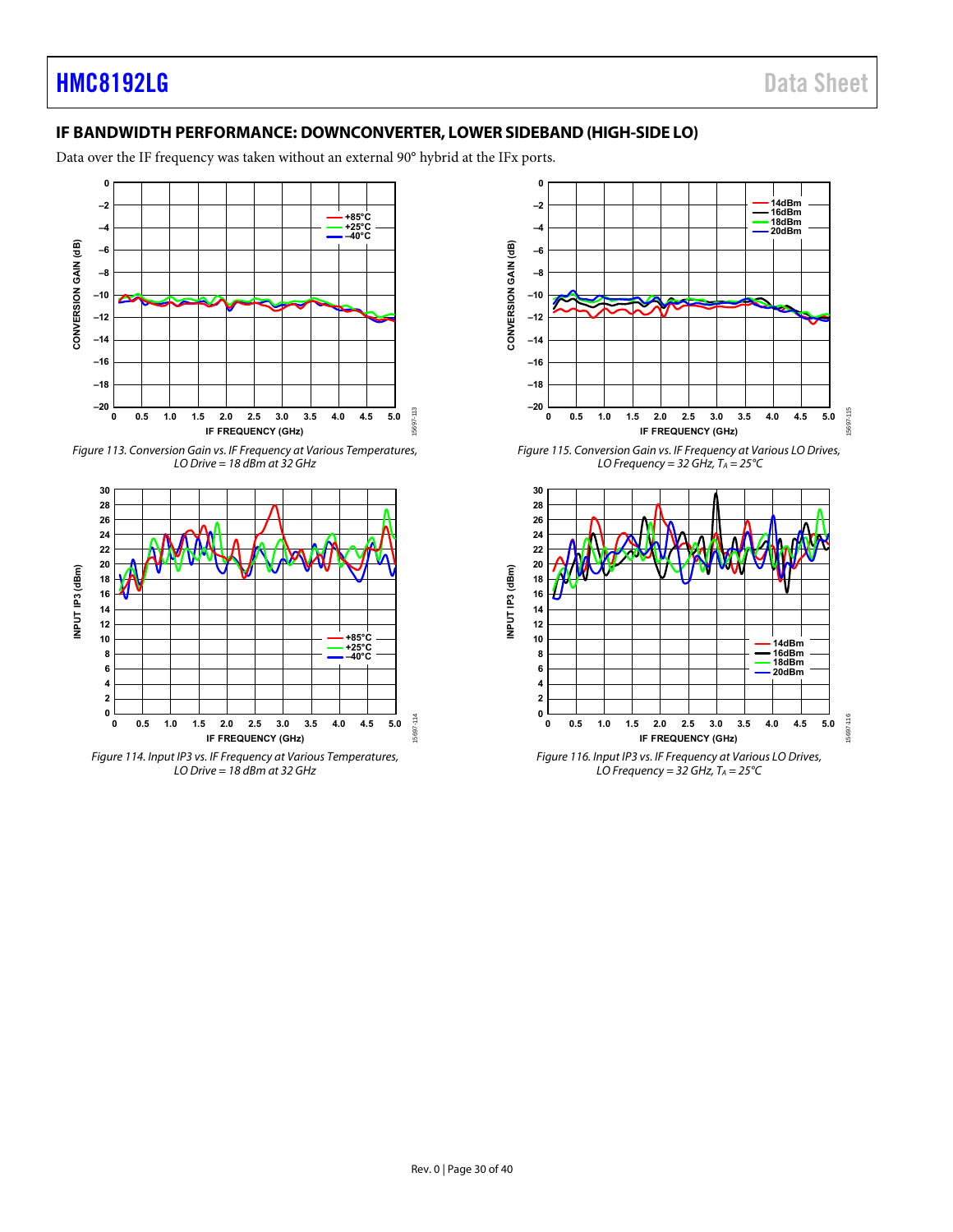## IF BANDWIDTH PERFORMANCE: DOWNCONVERTER, LOWER SIDEBAND (HIGH-SIDE LO)

Data over the IF frequency was taken without an external 90° hybrid at the IFx ports.

Figure 113. Conversion Gain vs. IF Frequency at Various Temperatures, LO Drive = 18 dBm at 32 GHz

Figure 114. Input IP3 vs. IF Frequency at Various Temperatures, LO Drive = 18 dBm at 32 GHz

Figure 115. Conversion Gain vs. IF Frequency at Various LO Drives, LO Frequency = 32 GHz, $T_A$ = 25°C

Figure 116. Input IP3 vs. IF Frequency at Various LO Drives, LO Frequency = 32 GHz, $T_A$ = 25°C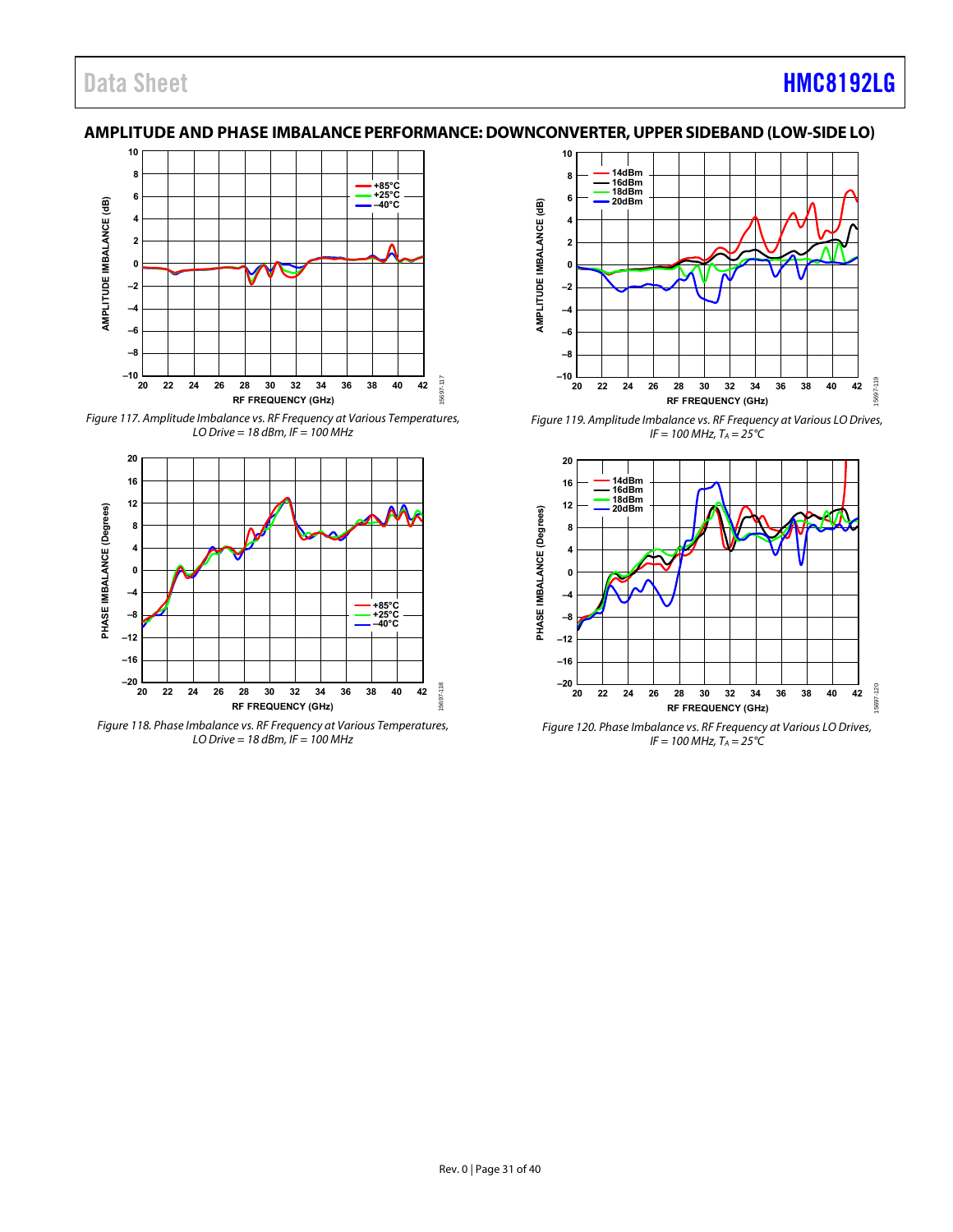## AMPLITUDE AND PHASE IMBALANCE PERFORMANCE: DOWNCONVERTER, UPPER SIDEBAND (LOW-SIDE LO)

*Figure 117. Amplitude Imbalance vs. RF Frequency at Various Temperatures, LO Drive = 18 dBm, IF = 100 MHz*

*Figure 118. Phase Imbalance vs. RF Frequency at Various Temperatures, LO Drive = 18 dBm, IF = 100 MHz*

*Figure 119. Amplitude Imbalance vs. RF Frequency at Various LO Drives, IF = 100 MHz, $T_A$ = 25°C*

*Figure 120. Phase Imbalance vs. RF Frequency at Various LO Drives, IF = 100 MHz, $T_A$ = 25°C*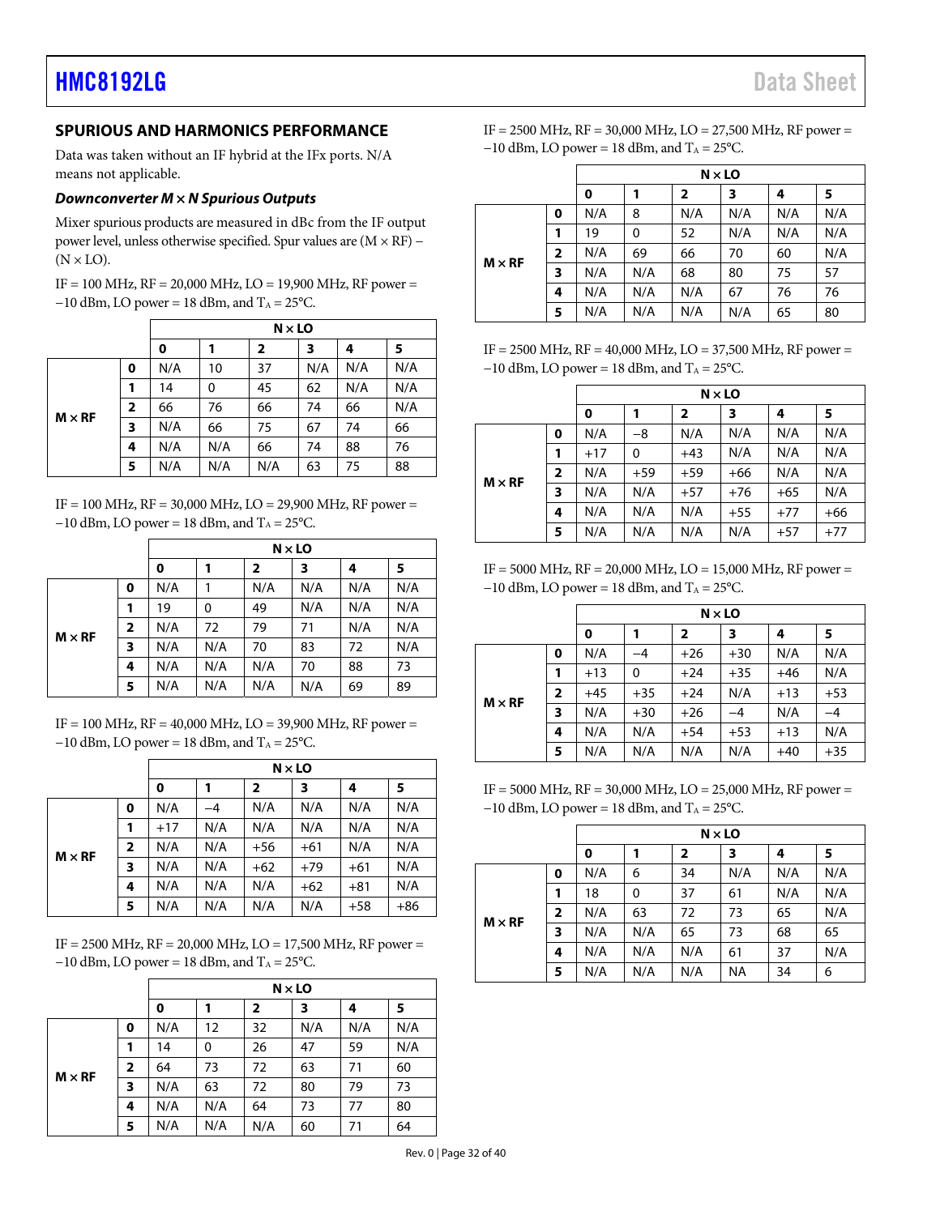## SPURIOUS AND HARMONICS PERFORMANCE

Data was taken without an IF hybrid at the IFx ports. N/A means not applicable.

### *Downconverter M × N Spurious Outputs*

Mixer spurious products are measured in dBc from the IF output power level, unless otherwise specified. Spur values are (M × RF) − (N × LO).

IF = 100 MHz, RF = 20,000 MHz, LO = 19,900 MHz, RF power = −10 dBm, LO power = 18 dBm, and $T_A$ = 25°C.

| | | N × LO | | | | | |
|---|---|---|---|---|---|---|---|
| | | **0** | **1** | **2** | **3** | **4** | **5** |
| **M × RF** | **0** | N/A | 10 | 37 | N/A | N/A | N/A |
| | **1** | 14 | 0 | 45 | 62 | N/A | N/A |
| | **2** | 66 | 76 | 66 | 74 | 66 | N/A |
| | **3** | N/A | 66 | 75 | 67 | 74 | 66 |
| | **4** | N/A | N/A | 66 | 74 | 88 | 76 |
| | **5** | N/A | N/A | N/A | 63 | 75 | 88 |

IF = 100 MHz, RF = 30,000 MHz, LO = 29,900 MHz, RF power = −10 dBm, LO power = 18 dBm, and $T_A$ = 25°C.

| | | N × LO | | | | | |
|---|---|---|---|---|---|---|---|
| | | **0** | **1** | **2** | **3** | **4** | **5** |
| **M × RF** | **0** | N/A | 1 | N/A | N/A | N/A | N/A |
| | **1** | 19 | 0 | 49 | N/A | N/A | N/A |
| | **2** | N/A | 72 | 79 | 71 | N/A | N/A |
| | **3** | N/A | N/A | 70 | 83 | 72 | N/A |
| | **4** | N/A | N/A | N/A | 70 | 88 | 73 |
| | **5** | N/A | N/A | N/A | N/A | 69 | 89 |

IF = 100 MHz, RF = 40,000 MHz, LO = 39,900 MHz, RF power = −10 dBm, LO power = 18 dBm, and $T_A$ = 25°C.

| | | N × LO | | | | | |
|---|---|---|---|---|---|---|---|
| | | **0** | **1** | **2** | **3** | **4** | **5** |
| **M × RF** | **0** | N/A | −4 | N/A | N/A | N/A | N/A |
| | **1** | +17 | N/A | N/A | N/A | N/A | N/A |
| | **2** | N/A | N/A | +56 | +61 | N/A | N/A |
| | **3** | N/A | N/A | +62 | +79 | +61 | N/A |
| | **4** | N/A | N/A | N/A | +62 | +81 | N/A |
| | **5** | N/A | N/A | N/A | N/A | +58 | +86 |

IF = 2500 MHz, RF = 20,000 MHz, LO = 17,500 MHz, RF power = −10 dBm, LO power = 18 dBm, and $T_A$ = 25°C.

| | | N × LO | | | | | |
|---|---|---|---|---|---|---|---|
| | | **0** | **1** | **2** | **3** | **4** | **5** |
| **M × RF** | **0** | N/A | 12 | 32 | N/A | N/A | N/A |
| | **1** | 14 | 0 | 26 | 47 | 59 | N/A |
| | **2** | 64 | 73 | 72 | 63 | 71 | 60 |
| | **3** | N/A | 63 | 72 | 80 | 79 | 73 |
| | **4** | N/A | N/A | 64 | 73 | 77 | 80 |
| | **5** | N/A | N/A | N/A | 60 | 71 | 64 |

IF = 2500 MHz, RF = 30,000 MHz, LO = 27,500 MHz, RF power = −10 dBm, LO power = 18 dBm, and $T_A$ = 25°C.

| | | N × LO | | | | | |
|---|---|---|---|---|---|---|---|
| | | **0** | **1** | **2** | **3** | **4** | **5** |
| **M × RF** | **0** | N/A | 8 | N/A | N/A | N/A | N/A |
| | **1** | 19 | 0 | 52 | N/A | N/A | N/A |
| | **2** | N/A | 69 | 66 | 70 | 60 | N/A |
| | **3** | N/A | N/A | 68 | 80 | 75 | 57 |
| | **4** | N/A | N/A | N/A | 67 | 76 | 76 |
| | **5** | N/A | N/A | N/A | N/A | 65 | 80 |

IF = 2500 MHz, RF = 40,000 MHz, LO = 37,500 MHz, RF power = −10 dBm, LO power = 18 dBm, and $T_A$ = 25°C.

| | | N × LO | | | | | |
|---|---|---|---|---|---|---|---|
| | | **0** | **1** | **2** | **3** | **4** | **5** |
| **M × RF** | **0** | N/A | −8 | N/A | N/A | N/A | N/A |
| | **1** | +17 | 0 | +43 | N/A | N/A | N/A |
| | **2** | N/A | +59 | +59 | +66 | N/A | N/A |
| | **3** | N/A | N/A | +57 | +76 | +65 | N/A |
| | **4** | N/A | N/A | N/A | +55 | +77 | +66 |
| | **5** | N/A | N/A | N/A | N/A | +57 | +77 |

IF = 5000 MHz, RF = 20,000 MHz, LO = 15,000 MHz, RF power = −10 dBm, LO power = 18 dBm, and $T_A$ = 25°C.

| | | N × LO | | | | | |
|---|---|---|---|---|---|---|---|
| | | **0** | **1** | **2** | **3** | **4** | **5** |
| **M × RF** | **0** | N/A | −4 | +26 | +30 | N/A | N/A |
| | **1** | +13 | 0 | +24 | +35 | +46 | N/A |
| | **2** | +45 | +35 | +24 | N/A | +13 | +53 |
| | **3** | N/A | +30 | +26 | −4 | N/A | −4 |
| | **4** | N/A | N/A | +54 | +53 | +13 | N/A |
| | **5** | N/A | N/A | N/A | N/A | +40 | +35 |

IF = 5000 MHz, RF = 30,000 MHz, LO = 25,000 MHz, RF power = −10 dBm, LO power = 18 dBm, and $T_A$ = 25°C.

| | | N × LO | | | | | |
|---|---|---|---|---|---|---|---|
| | | **0** | **1** | **2** | **3** | **4** | **5** |
| **M × RF** | **0** | N/A | 6 | 34 | N/A | N/A | N/A |
| | **1** | 18 | 0 | 37 | 61 | N/A | N/A |
| | **2** | N/A | 63 | 72 | 73 | 65 | N/A |
| | **3** | N/A | N/A | 65 | 73 | 68 | 65 |
| | **4** | N/A | N/A | N/A | 61 | 37 | N/A |
| | **5** | N/A | N/A | N/A | NA | 34 | 6 |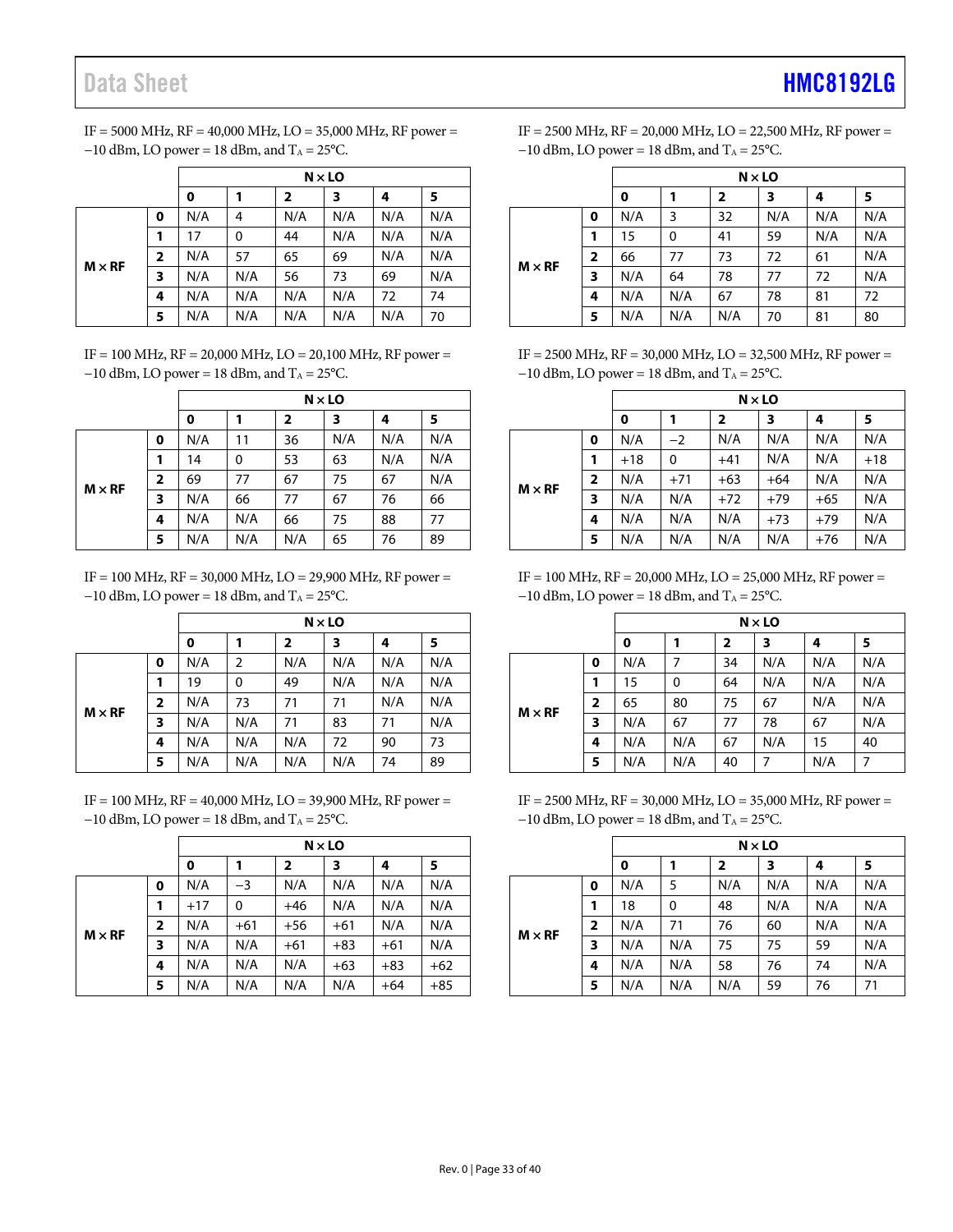IF = 5000 MHz, RF = 40,000 MHz, LO = 35,000 MHz, RF power = −10 dBm, LO power = 18 dBm, and $T_A$ = 25°C.

| | | N × LO | | | | | |
|---|---|---|---|---|---|---|---|
| | | **0** | **1** | **2** | **3** | **4** | **5** |
| **M × RF** | **0** | N/A | 4 | N/A | N/A | N/A | N/A |
| | **1** | 17 | 0 | 44 | N/A | N/A | N/A |
| | **2** | N/A | 57 | 65 | 69 | N/A | N/A |
| | **3** | N/A | N/A | 56 | 73 | 69 | N/A |
| | **4** | N/A | N/A | N/A | N/A | 72 | 74 |
| | **5** | N/A | N/A | N/A | N/A | N/A | 70 |

IF = 100 MHz, RF = 20,000 MHz, LO = 20,100 MHz, RF power = −10 dBm, LO power = 18 dBm, and $T_A$ = 25°C.

| | | N × LO | | | | | |
|---|---|---|---|---|---|---|---|
| | | **0** | **1** | **2** | **3** | **4** | **5** |
| **M × RF** | **0** | N/A | 11 | 36 | N/A | N/A | N/A |
| | **1** | 14 | 0 | 53 | 63 | N/A | N/A |
| | **2** | 69 | 77 | 67 | 75 | 67 | N/A |
| | **3** | N/A | 66 | 77 | 67 | 76 | 66 |
| | **4** | N/A | N/A | 66 | 75 | 88 | 77 |
| | **5** | N/A | N/A | N/A | 65 | 76 | 89 |

IF = 100 MHz, RF = 30,000 MHz, LO = 29,900 MHz, RF power = −10 dBm, LO power = 18 dBm, and $T_A$ = 25°C.

| | | N × LO | | | | | |
|---|---|---|---|---|---|---|---|
| | | **0** | **1** | **2** | **3** | **4** | **5** |
| **M × RF** | **0** | N/A | 2 | N/A | N/A | N/A | N/A |
| | **1** | 19 | 0 | 49 | N/A | N/A | N/A |
| | **2** | N/A | 73 | 71 | 71 | N/A | N/A |
| | **3** | N/A | N/A | 71 | 83 | 71 | N/A |
| | **4** | N/A | N/A | N/A | 72 | 90 | 73 |
| | **5** | N/A | N/A | N/A | N/A | 74 | 89 |

IF = 100 MHz, RF = 40,000 MHz, LO = 39,900 MHz, RF power = −10 dBm, LO power = 18 dBm, and $T_A$ = 25°C.

| | | N × LO | | | | | |
|---|---|---|---|---|---|---|---|
| | | **0** | **1** | **2** | **3** | **4** | **5** |
| **M × RF** | **0** | N/A | −3 | N/A | N/A | N/A | N/A |
| | **1** | +17 | 0 | +46 | N/A | N/A | N/A |
| | **2** | N/A | +61 | +56 | +61 | N/A | N/A |
| | **3** | N/A | N/A | +61 | +83 | +61 | N/A |
| | **4** | N/A | N/A | N/A | +63 | +83 | +62 |
| | **5** | N/A | N/A | N/A | N/A | +64 | +85 |

IF = 2500 MHz, RF = 20,000 MHz, LO = 22,500 MHz, RF power = −10 dBm, LO power = 18 dBm, and $T_A$ = 25°C.

| | | N × LO | | | | | |
|---|---|---|---|---|---|---|---|
| | | **0** | **1** | **2** | **3** | **4** | **5** |
| **M × RF** | **0** | N/A | 3 | 32 | N/A | N/A | N/A |
| | **1** | 15 | 0 | 41 | 59 | N/A | N/A |
| | **2** | 66 | 77 | 73 | 72 | 61 | N/A |
| | **3** | N/A | 64 | 78 | 77 | 72 | N/A |
| | **4** | N/A | N/A | 67 | 78 | 81 | 72 |
| | **5** | N/A | N/A | N/A | 70 | 81 | 80 |

IF = 2500 MHz, RF = 30,000 MHz, LO = 32,500 MHz, RF power = −10 dBm, LO power = 18 dBm, and $T_A$ = 25°C.

| | | N × LO | | | | | |
|---|---|---|---|---|---|---|---|
| | | **0** | **1** | **2** | **3** | **4** | **5** |
| **M × RF** | **0** | N/A | −2 | N/A | N/A | N/A | N/A |
| | **1** | +18 | 0 | +41 | N/A | N/A | +18 |
| | **2** | N/A | +71 | +63 | +64 | N/A | N/A |
| | **3** | N/A | N/A | +72 | +79 | +65 | N/A |
| | **4** | N/A | N/A | N/A | +73 | +79 | N/A |
| | **5** | N/A | N/A | N/A | N/A | +76 | N/A |

IF = 100 MHz, RF = 20,000 MHz, LO = 25,000 MHz, RF power = −10 dBm, LO power = 18 dBm, and $T_A$ = 25°C.

| | | N × LO | | | | | |
|---|---|---|---|---|---|---|---|
| | | **0** | **1** | **2** | **3** | **4** | **5** |
| **M × RF** | **0** | N/A | 7 | 34 | N/A | N/A | N/A |
| | **1** | 15 | 0 | 64 | N/A | N/A | N/A |
| | **2** | 65 | 80 | 75 | 67 | N/A | N/A |
| | **3** | N/A | 67 | 77 | 78 | 67 | N/A |
| | **4** | N/A | N/A | 67 | N/A | 15 | 40 |
| | **5** | N/A | N/A | 40 | 7 | N/A | 7 |

IF = 2500 MHz, RF = 30,000 MHz, LO = 35,000 MHz, RF power = −10 dBm, LO power = 18 dBm, and $T_A$ = 25°C.

| | | N × LO | | | | | |
|---|---|---|---|---|---|---|---|
| | | **0** | **1** | **2** | **3** | **4** | **5** |
| **M × RF** | **0** | N/A | 5 | N/A | N/A | N/A | N/A |
| | **1** | 18 | 0 | 48 | N/A | N/A | N/A |
| | **2** | N/A | 71 | 76 | 60 | N/A | N/A |
| | **3** | N/A | N/A | 75 | 75 | 59 | N/A |
| | **4** | N/A | N/A | 58 | 76 | 74 | N/A |
| | **5** | N/A | N/A | N/A | 59 | 76 | 71 |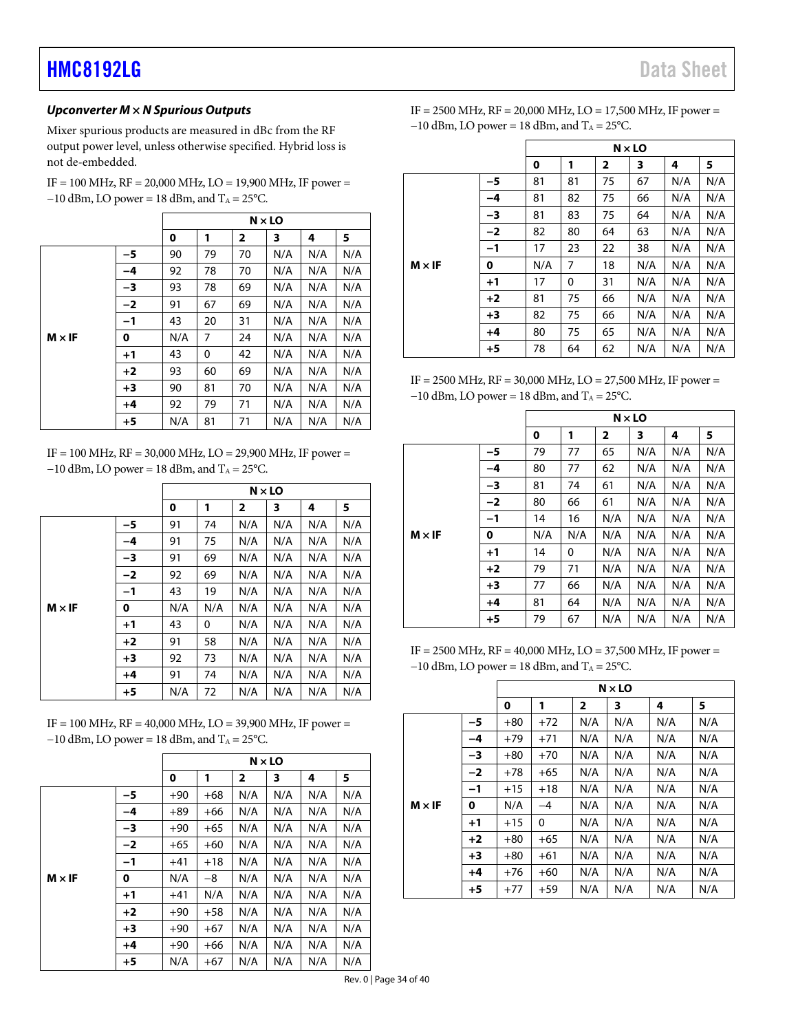### *Upconverter M × N Spurious Outputs*

Mixer spurious products are measured in dBc from the RF output power level, unless otherwise specified. Hybrid loss is not de-embedded.

IF = 100 MHz, RF = 20,000 MHz, LO = 19,900 MHz, IF power = −10 dBm, LO power = 18 dBm, and $T_A$ = 25°C.

| | | N × LO | | | | | |
|---|---|---|---|---|---|---|---|
| | | **0** | **1** | **2** | **3** | **4** | **5** |
| **M × IF** | **−5** | 90 | 79 | 70 | N/A | N/A | N/A |
| | **−4** | 92 | 78 | 70 | N/A | N/A | N/A |
| | **−3** | 93 | 78 | 69 | N/A | N/A | N/A |
| | **−2** | 91 | 67 | 69 | N/A | N/A | N/A |
| | **−1** | 43 | 20 | 31 | N/A | N/A | N/A |
| | **0** | N/A | 7 | 24 | N/A | N/A | N/A |
| | **+1** | 43 | 0 | 42 | N/A | N/A | N/A |
| | **+2** | 93 | 60 | 69 | N/A | N/A | N/A |
| | **+3** | 90 | 81 | 70 | N/A | N/A | N/A |
| | **+4** | 92 | 79 | 71 | N/A | N/A | N/A |
| | **+5** | N/A | 81 | 71 | N/A | N/A | N/A |

IF = 100 MHz, RF = 30,000 MHz, LO = 29,900 MHz, IF power = −10 dBm, LO power = 18 dBm, and $T_A$ = 25°C.

| | | N × LO | | | | | |
|---|---|---|---|---|---|---|---|
| | | **0** | **1** | **2** | **3** | **4** | **5** |
| **M × IF** | **−5** | 91 | 74 | N/A | N/A | N/A | N/A |
| | **−4** | 91 | 75 | N/A | N/A | N/A | N/A |
| | **−3** | 91 | 69 | N/A | N/A | N/A | N/A |
| | **−2** | 92 | 69 | N/A | N/A | N/A | N/A |
| | **−1** | 43 | 19 | N/A | N/A | N/A | N/A |
| | **0** | N/A | N/A | N/A | N/A | N/A | N/A |
| | **+1** | 43 | 0 | N/A | N/A | N/A | N/A |
| | **+2** | 91 | 58 | N/A | N/A | N/A | N/A |
| | **+3** | 92 | 73 | N/A | N/A | N/A | N/A |
| | **+4** | 91 | 74 | N/A | N/A | N/A | N/A |
| | **+5** | N/A | 72 | N/A | N/A | N/A | N/A |

IF = 100 MHz, RF = 40,000 MHz, LO = 39,900 MHz, IF power = −10 dBm, LO power = 18 dBm, and $T_A$ = 25°C.

| | | N × LO | | | | | |
|---|---|---|---|---|---|---|---|
| | | **0** | **1** | **2** | **3** | **4** | **5** |
| **M × IF** | **−5** | +90 | +68 | N/A | N/A | N/A | N/A |
| | **−4** | +89 | +66 | N/A | N/A | N/A | N/A |
| | **−3** | +90 | +65 | N/A | N/A | N/A | N/A |
| | **−2** | +65 | +60 | N/A | N/A | N/A | N/A |
| | **−1** | +41 | +18 | N/A | N/A | N/A | N/A |
| | **0** | N/A | −8 | N/A | N/A | N/A | N/A |
| | **+1** | +41 | N/A | N/A | N/A | N/A | N/A |
| | **+2** | +90 | +58 | N/A | N/A | N/A | N/A |
| | **+3** | +90 | +67 | N/A | N/A | N/A | N/A |
| | **+4** | +90 | +66 | N/A | N/A | N/A | N/A |
| | **+5** | N/A | +67 | N/A | N/A | N/A | N/A |

IF = 2500 MHz, RF = 20,000 MHz, LO = 17,500 MHz, IF power = −10 dBm, LO power = 18 dBm, and $T_A$ = 25°C.

| | | N × LO | | | | | |
|---|---|---|---|---|---|---|---|
| | | **0** | **1** | **2** | **3** | **4** | **5** |
| **M × IF** | **−5** | 81 | 81 | 75 | 67 | N/A | N/A |
| | **−4** | 81 | 82 | 75 | 66 | N/A | N/A |
| | **−3** | 81 | 83 | 75 | 64 | N/A | N/A |
| | **−2** | 82 | 80 | 64 | 63 | N/A | N/A |
| | **−1** | 17 | 23 | 22 | 38 | N/A | N/A |
| | **0** | N/A | 7 | 18 | N/A | N/A | N/A |
| | **+1** | 17 | 0 | 31 | N/A | N/A | N/A |
| | **+2** | 81 | 75 | 66 | N/A | N/A | N/A |
| | **+3** | 82 | 75 | 66 | N/A | N/A | N/A |
| | **+4** | 80 | 75 | 65 | N/A | N/A | N/A |
| | **+5** | 78 | 64 | 62 | N/A | N/A | N/A |

IF = 2500 MHz, RF = 30,000 MHz, LO = 27,500 MHz, IF power = −10 dBm, LO power = 18 dBm, and $T_A$ = 25°C.

| | | N × LO | | | | | |
|---|---|---|---|---|---|---|---|
| | | **0** | **1** | **2** | **3** | **4** | **5** |
| **M × IF** | **−5** | 79 | 77 | 65 | N/A | N/A | N/A |
| | **−4** | 80 | 77 | 62 | N/A | N/A | N/A |
| | **−3** | 81 | 74 | 61 | N/A | N/A | N/A |
| | **−2** | 80 | 66 | 61 | N/A | N/A | N/A |
| | **−1** | 14 | 16 | N/A | N/A | N/A | N/A |
| | **0** | N/A | N/A | N/A | N/A | N/A | N/A |
| | **+1** | 14 | 0 | N/A | N/A | N/A | N/A |
| | **+2** | 79 | 71 | N/A | N/A | N/A | N/A |
| | **+3** | 77 | 66 | N/A | N/A | N/A | N/A |
| | **+4** | 81 | 64 | N/A | N/A | N/A | N/A |
| | **+5** | 79 | 67 | N/A | N/A | N/A | N/A |

IF = 2500 MHz, RF = 40,000 MHz, LO = 37,500 MHz, IF power = −10 dBm, LO power = 18 dBm, and $T_A$ = 25°C.

| | | N × LO | | | | | |
|---|---|---|---|---|---|---|---|
| | | **0** | **1** | **2** | **3** | **4** | **5** |
| **M × IF** | **−5** | +80 | +72 | N/A | N/A | N/A | N/A |
| | **−4** | +79 | +71 | N/A | N/A | N/A | N/A |
| | **−3** | +80 | +70 | N/A | N/A | N/A | N/A |
| | **−2** | +78 | +65 | N/A | N/A | N/A | N/A |
| | **−1** | +15 | +18 | N/A | N/A | N/A | N/A |
| | **0** | N/A | −4 | N/A | N/A | N/A | N/A |
| | **+1** | +15 | 0 | N/A | N/A | N/A | N/A |
| | **+2** | +80 | +65 | N/A | N/A | N/A | N/A |
| | **+3** | +80 | +61 | N/A | N/A | N/A | N/A |
| | **+4** | +76 | +60 | N/A | N/A | N/A | N/A |
| | **+5** | +77 | +59 | N/A | N/A | N/A | N/A |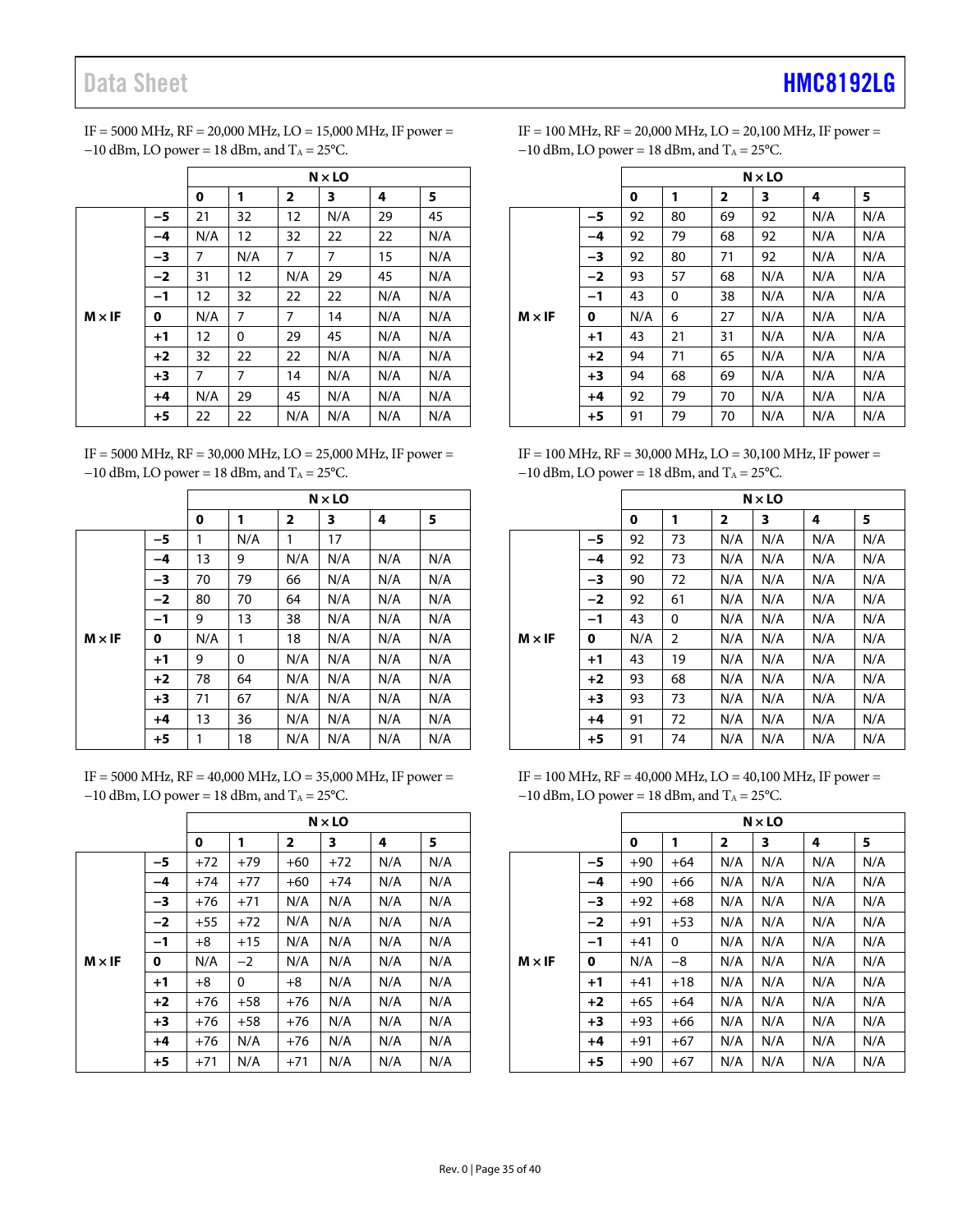IF = 5000 MHz, RF = 20,000 MHz, LO = 15,000 MHz, IF power = −10 dBm, LO power = 18 dBm, and $T_A$ = 25°C.

| | | N × LO | | | | | |
|---|---|---|---|---|---|---|---|
| | | **0** | **1** | **2** | **3** | **4** | **5** |
| **M × IF** | **−5** | 21 | 32 | 12 | N/A | 29 | 45 |
| | **−4** | N/A | 12 | 32 | 22 | 22 | N/A |
| | **−3** | 7 | N/A | 7 | 7 | 15 | N/A |
| | **−2** | 31 | 12 | N/A | 29 | 45 | N/A |
| | **−1** | 12 | 32 | 22 | 22 | N/A | N/A |
| | **0** | N/A | 7 | 7 | 14 | N/A | N/A |
| | **+1** | 12 | 0 | 29 | 45 | N/A | N/A |
| | **+2** | 32 | 22 | 22 | N/A | N/A | N/A |
| | **+3** | 7 | 7 | 14 | N/A | N/A | N/A |
| | **+4** | N/A | 29 | 45 | N/A | N/A | N/A |
| | **+5** | 22 | 22 | N/A | N/A | N/A | N/A |

IF = 5000 MHz, RF = 30,000 MHz, LO = 25,000 MHz, IF power = −10 dBm, LO power = 18 dBm, and $T_A$ = 25°C.

| | | N × LO | | | | | |
|---|---|---|---|---|---|---|---|
| | | **0** | **1** | **2** | **3** | **4** | **5** |
| **M × IF** | **−5** | 1 | N/A | 1 | 17 | | |
| | **−4** | 13 | 9 | N/A | N/A | N/A | N/A |
| | **−3** | 70 | 79 | 66 | N/A | N/A | N/A |
| | **−2** | 80 | 70 | 64 | N/A | N/A | N/A |
| | **−1** | 9 | 13 | 38 | N/A | N/A | N/A |
| | **0** | N/A | 1 | 18 | N/A | N/A | N/A |
| | **+1** | 9 | 0 | N/A | N/A | N/A | N/A |
| | **+2** | 78 | 64 | N/A | N/A | N/A | N/A |
| | **+3** | 71 | 67 | N/A | N/A | N/A | N/A |
| | **+4** | 13 | 36 | N/A | N/A | N/A | N/A |
| | **+5** | 1 | 18 | N/A | N/A | N/A | N/A |

IF = 5000 MHz, RF = 40,000 MHz, LO = 35,000 MHz, IF power = −10 dBm, LO power = 18 dBm, and $T_A$ = 25°C.

| | | N × LO | | | | | |
|---|---|---|---|---|---|---|---|
| | | **0** | **1** | **2** | **3** | **4** | **5** |
| **M × IF** | **−5** | +72 | +79 | +60 | +72 | N/A | N/A |
| | **−4** | +74 | +77 | +60 | +74 | N/A | N/A |
| | **−3** | +76 | +71 | N/A | N/A | N/A | N/A |
| | **−2** | +55 | +72 | N/A | N/A | N/A | N/A |
| | **−1** | +8 | +15 | N/A | N/A | N/A | N/A |
| | **0** | N/A | −2 | N/A | N/A | N/A | N/A |
| | **+1** | +8 | 0 | +8 | N/A | N/A | N/A |
| | **+2** | +76 | +58 | +76 | N/A | N/A | N/A |
| | **+3** | +76 | +58 | +76 | N/A | N/A | N/A |
| | **+4** | +76 | N/A | +76 | N/A | N/A | N/A |
| | **+5** | +71 | N/A | +71 | N/A | N/A | N/A |

IF = 100 MHz, RF = 20,000 MHz, LO = 20,100 MHz, IF power = −10 dBm, LO power = 18 dBm, and $T_A$ = 25°C.

| | | N × LO | | | | | |
|---|---|---|---|---|---|---|---|
| | | **0** | **1** | **2** | **3** | **4** | **5** |
| **M × IF** | **−5** | 92 | 80 | 69 | 92 | N/A | N/A |
| | **−4** | 92 | 79 | 68 | 92 | N/A | N/A |
| | **−3** | 92 | 80 | 71 | 92 | N/A | N/A |
| | **−2** | 93 | 57 | 68 | N/A | N/A | N/A |
| | **−1** | 43 | 0 | 38 | N/A | N/A | N/A |
| | **0** | N/A | 6 | 27 | N/A | N/A | N/A |
| | **+1** | 43 | 21 | 31 | N/A | N/A | N/A |
| | **+2** | 94 | 71 | 65 | N/A | N/A | N/A |
| | **+3** | 94 | 68 | 69 | N/A | N/A | N/A |
| | **+4** | 92 | 79 | 70 | N/A | N/A | N/A |
| | **+5** | 91 | 79 | 70 | N/A | N/A | N/A |

IF = 100 MHz, RF = 30,000 MHz, LO = 30,100 MHz, IF power = −10 dBm, LO power = 18 dBm, and $T_A$ = 25°C.

| | | N × LO | | | | | |
|---|---|---|---|---|---|---|---|
| | | **0** | **1** | **2** | **3** | **4** | **5** |
| **M × IF** | **−5** | 92 | 73 | N/A | N/A | N/A | N/A |
| | **−4** | 92 | 73 | N/A | N/A | N/A | N/A |
| | **−3** | 90 | 72 | N/A | N/A | N/A | N/A |
| | **−2** | 92 | 61 | N/A | N/A | N/A | N/A |
| | **−1** | 43 | 0 | N/A | N/A | N/A | N/A |
| | **0** | N/A | 2 | N/A | N/A | N/A | N/A |
| | **+1** | 43 | 19 | N/A | N/A | N/A | N/A |
| | **+2** | 93 | 68 | N/A | N/A | N/A | N/A |
| | **+3** | 93 | 73 | N/A | N/A | N/A | N/A |
| | **+4** | 91 | 72 | N/A | N/A | N/A | N/A |
| | **+5** | 91 | 74 | N/A | N/A | N/A | N/A |

IF = 100 MHz, RF = 40,000 MHz, LO = 40,100 MHz, IF power = −10 dBm, LO power = 18 dBm, and $T_A$ = 25°C.

| | | N × LO | | | | | |
|---|---|---|---|---|---|---|---|
| | | **0** | **1** | **2** | **3** | **4** | **5** |
| **M × IF** | **−5** | +90 | +64 | N/A | N/A | N/A | N/A |
| | **−4** | +90 | +66 | N/A | N/A | N/A | N/A |
| | **−3** | +92 | +68 | N/A | N/A | N/A | N/A |
| | **−2** | +91 | +53 | N/A | N/A | N/A | N/A |
| | **−1** | +41 | 0 | N/A | N/A | N/A | N/A |
| | **0** | N/A | −8 | N/A | N/A | N/A | N/A |
| | **+1** | +41 | +18 | N/A | N/A | N/A | N/A |
| | **+2** | +65 | +64 | N/A | N/A | N/A | N/A |
| | **+3** | +93 | +66 | N/A | N/A | N/A | N/A |
| | **+4** | +91 | +67 | N/A | N/A | N/A | N/A |
| | **+5** | +90 | +67 | N/A | N/A | N/A | N/A |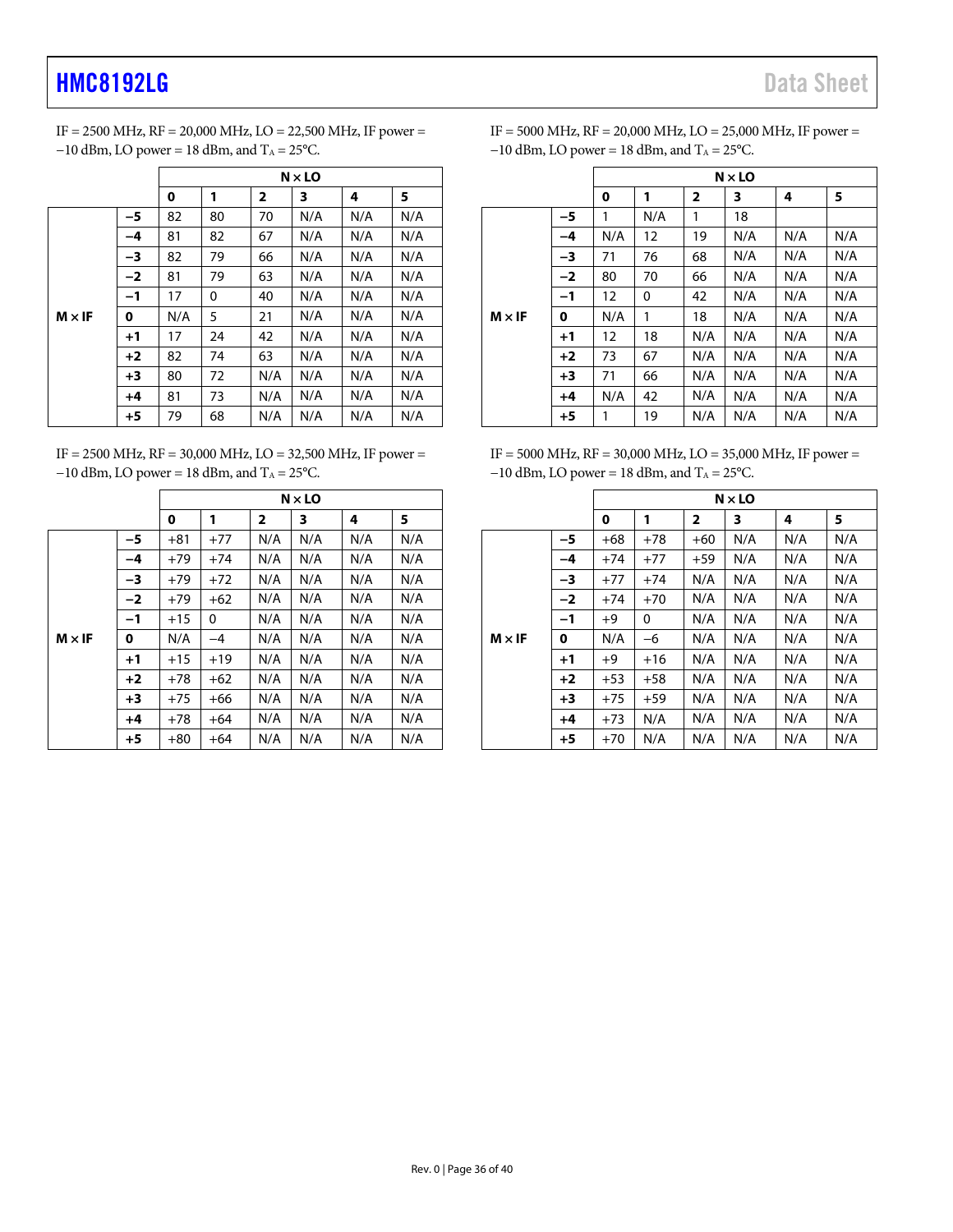IF = 2500 MHz, RF = 20,000 MHz, LO = 22,500 MHz, IF power = −10 dBm, LO power = 18 dBm, and $T_A$ = 25°C.

| | | N × LO | | | | | |
|---|---|---|---|---|---|---|---|
| | | **0** | **1** | **2** | **3** | **4** | **5** |
| **M × IF** | **−5** | 82 | 80 | 70 | N/A | N/A | N/A |
| | **−4** | 81 | 82 | 67 | N/A | N/A | N/A |
| | **−3** | 82 | 79 | 66 | N/A | N/A | N/A |
| | **−2** | 81 | 79 | 63 | N/A | N/A | N/A |
| | **−1** | 17 | 0 | 40 | N/A | N/A | N/A |
| | **0** | N/A | 5 | 21 | N/A | N/A | N/A |
| | **+1** | 17 | 24 | 42 | N/A | N/A | N/A |
| | **+2** | 82 | 74 | 63 | N/A | N/A | N/A |
| | **+3** | 80 | 72 | N/A | N/A | N/A | N/A |
| | **+4** | 81 | 73 | N/A | N/A | N/A | N/A |
| | **+5** | 79 | 68 | N/A | N/A | N/A | N/A |

IF = 2500 MHz, RF = 30,000 MHz, LO = 32,500 MHz, IF power = −10 dBm, LO power = 18 dBm, and $T_A$ = 25°C.

| | | N × LO | | | | | |
|---|---|---|---|---|---|---|---|
| | | **0** | **1** | **2** | **3** | **4** | **5** |
| **M × IF** | **−5** | +81 | +77 | N/A | N/A | N/A | N/A |
| | **−4** | +79 | +74 | N/A | N/A | N/A | N/A |
| | **−3** | +79 | +72 | N/A | N/A | N/A | N/A |
| | **−2** | +79 | +62 | N/A | N/A | N/A | N/A |
| | **−1** | +15 | 0 | N/A | N/A | N/A | N/A |
| | **0** | N/A | −4 | N/A | N/A | N/A | N/A |
| | **+1** | +15 | +19 | N/A | N/A | N/A | N/A |
| | **+2** | +78 | +62 | N/A | N/A | N/A | N/A |
| | **+3** | +75 | +66 | N/A | N/A | N/A | N/A |
| | **+4** | +78 | +64 | N/A | N/A | N/A | N/A |
| | **+5** | +80 | +64 | N/A | N/A | N/A | N/A |

IF = 5000 MHz, RF = 20,000 MHz, LO = 25,000 MHz, IF power = −10 dBm, LO power = 18 dBm, and $T_A$ = 25°C.

| | | N × LO | | | | | |
|---|---|---|---|---|---|---|---|
| | | **0** | **1** | **2** | **3** | **4** | **5** |
| **M × IF** | **−5** | 1 | N/A | 1 | 18 | | |
| | **−4** | N/A | 12 | 19 | N/A | N/A | N/A |
| | **−3** | 71 | 76 | 68 | N/A | N/A | N/A |
| | **−2** | 80 | 70 | 66 | N/A | N/A | N/A |
| | **−1** | 12 | 0 | 42 | N/A | N/A | N/A |
| | **0** | N/A | 1 | 18 | N/A | N/A | N/A |
| | **+1** | 12 | 18 | N/A | N/A | N/A | N/A |
| | **+2** | 73 | 67 | N/A | N/A | N/A | N/A |
| | **+3** | 71 | 66 | N/A | N/A | N/A | N/A |
| | **+4** | N/A | 42 | N/A | N/A | N/A | N/A |
| | **+5** | 1 | 19 | N/A | N/A | N/A | N/A |

IF = 5000 MHz, RF = 30,000 MHz, LO = 35,000 MHz, IF power = −10 dBm, LO power = 18 dBm, and $T_A$ = 25°C.

| | | N × LO | | | | | |
|---|---|---|---|---|---|---|---|
| | | **0** | **1** | **2** | **3** | **4** | **5** |
| **M × IF** | **−5** | +68 | +78 | +60 | N/A | N/A | N/A |
| | **−4** | +74 | +77 | +59 | N/A | N/A | N/A |
| | **−3** | +77 | +74 | N/A | N/A | N/A | N/A |
| | **−2** | +74 | +70 | N/A | N/A | N/A | N/A |
| | **−1** | +9 | 0 | N/A | N/A | N/A | N/A |
| | **0** | N/A | −6 | N/A | N/A | N/A | N/A |
| | **+1** | +9 | +16 | N/A | N/A | N/A | N/A |
| | **+2** | +53 | +58 | N/A | N/A | N/A | N/A |
| | **+3** | +75 | +59 | N/A | N/A | N/A | N/A |
| | **+4** | +73 | N/A | N/A | N/A | N/A | N/A |
| | **+5** | +70 | N/A | N/A | N/A | N/A | N/A |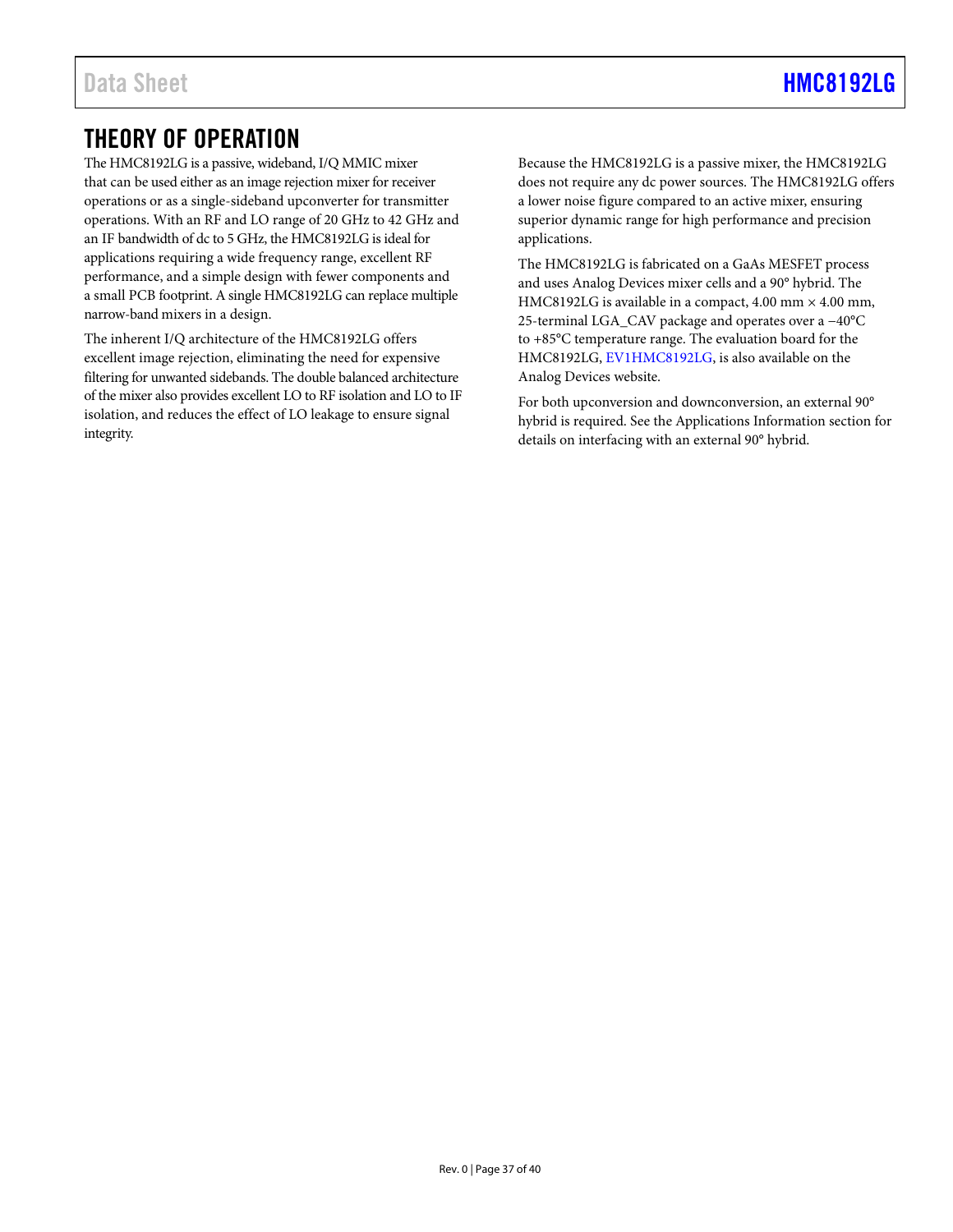# THEORY OF OPERATION

The HMC8192LG is a passive, wideband, I/Q MMIC mixer that can be used either as an image rejection mixer for receiver operations or as a single-sideband upconverter for transmitter operations. With an RF and LO range of 20 GHz to 42 GHz and an IF bandwidth of dc to 5 GHz, the HMC8192LG is ideal for applications requiring a wide frequency range, excellent RF performance, and a simple design with fewer components and a small PCB footprint. A single HMC8192LG can replace multiple narrow-band mixers in a design.

The inherent I/Q architecture of the HMC8192LG offers excellent image rejection, eliminating the need for expensive filtering for unwanted sidebands. The double balanced architecture of the mixer also provides excellent LO to RF isolation and LO to IF isolation, and reduces the effect of LO leakage to ensure signal integrity.

Because the HMC8192LG is a passive mixer, the HMC8192LG does not require any dc power sources. The HMC8192LG offers a lower noise figure compared to an active mixer, ensuring superior dynamic range for high performance and precision applications.

The HMC8192LG is fabricated on a GaAs MESFET process and uses Analog Devices mixer cells and a 90° hybrid. The HMC8192LG is available in a compact, 4.00 mm × 4.00 mm, 25-terminal LGA_CAV package and operates over a −40°C to +85°C temperature range. The evaluation board for the HMC8192LG, EV1HMC8192LG, is also available on the Analog Devices website.

For both upconversion and downconversion, an external 90° hybrid is required. See the Applications Information section for details on interfacing with an external 90° hybrid.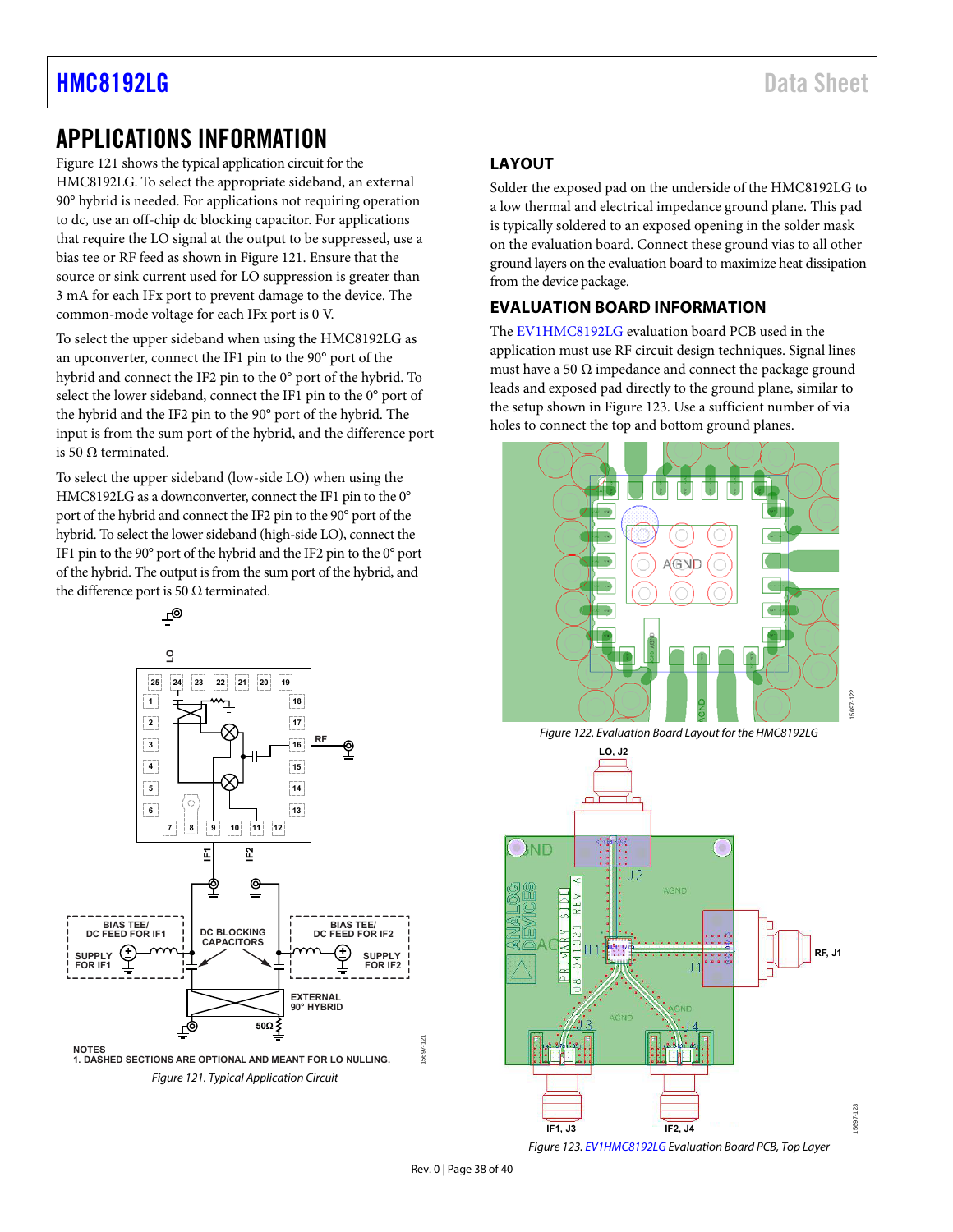# APPLICATIONS INFORMATION

Figure 121 shows the typical application circuit for the HMC8192LG. To select the appropriate sideband, an external 90° hybrid is needed. For applications not requiring operation to dc, use an off-chip dc blocking capacitor. For applications that require the LO signal at the output to be suppressed, use a bias tee or RF feed as shown in Figure 121. Ensure that the source or sink current used for LO suppression is greater than 3 mA for each IFx port to prevent damage to the device. The common-mode voltage for each IFx port is 0 V.

To select the upper sideband when using the HMC8192LG as an upconverter, connect the IF1 pin to the 90° port of the hybrid and connect the IF2 pin to the 0° port of the hybrid. To select the lower sideband, connect the IF1 pin to the 0° port of the hybrid and the IF2 pin to the 90° port of the hybrid. The input is from the sum port of the hybrid, and the difference port is 50 Ω terminated.

To select the upper sideband (low-side LO) when using the HMC8192LG as a downconverter, connect the IF1 pin to the 0° port of the hybrid and connect the IF2 pin to the 90° port of the hybrid. To select the lower sideband (high-side LO), connect the IF1 pin to the 90° port of the hybrid and the IF2 pin to the 0° port of the hybrid. The output is from the sum port of the hybrid, and the difference port is 50 Ω terminated.

NOTES
1. DASHED SECTIONS ARE OPTIONAL AND MEANT FOR LO NULLING.

*Figure 121. Typical Application Circuit*

## LAYOUT

Solder the exposed pad on the underside of the HMC8192LG to a low thermal and electrical impedance ground plane. This pad is typically soldered to an exposed opening in the solder mask on the evaluation board. Connect these ground vias to all other ground layers on the evaluation board to maximize heat dissipation from the device package.

## EVALUATION BOARD INFORMATION

The EV1HMC8192LG evaluation board PCB used in the application must use RF circuit design techniques. Signal lines must have a 50 Ω impedance and connect the package ground leads and exposed pad directly to the ground plane, similar to the setup shown in Figure 123. Use a sufficient number of via holes to connect the top and bottom ground planes.

*Figure 122. Evaluation Board Layout for the HMC8192LG*

*Figure 123. EV1HMC8192LG Evaluation Board PCB, Top Layer*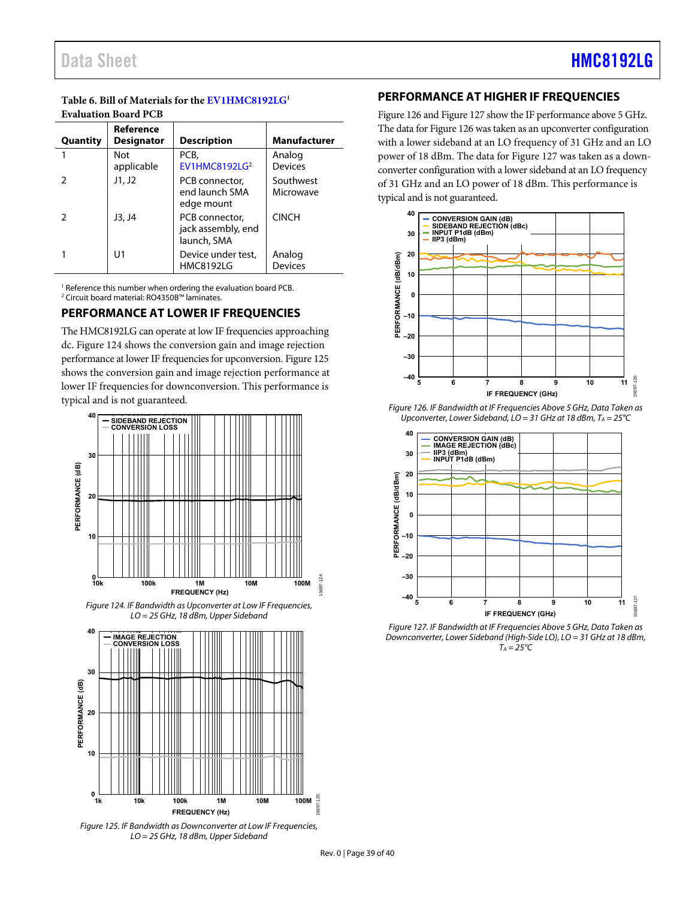**Table 6. Bill of Materials for the EV1HMC8192LG[1] Evaluation Board PCB**

| Quantity | Reference Designator | Description | Manufacturer |
|---|---|---|---|
| 1 | Not applicable | PCB, EV1HMC8192LG[2] | Analog Devices |
| 2 | J1, J2 | PCB connector, end launch SMA edge mount | Southwest Microwave |
| 2 | J3, J4 | PCB connector, jack assembly, end launch, SMA | CINCH |
| 1 | U1 | Device under test, HMC8192LG | Analog Devices |

[1] Reference this number when ordering the evaluation board PCB.
[2] Circuit board material: RO4350B™ laminates.

## PERFORMANCE AT LOWER IF FREQUENCIES

The HMC8192LG can operate at low IF frequencies approaching dc. Figure 124 shows the conversion gain and image rejection performance at lower IF frequencies for upconversion. Figure 125 shows the conversion gain and image rejection performance at lower IF frequencies for downconversion. This performance is typical and is not guaranteed.

*Figure 124. IF Bandwidth as Upconverter at Low IF Frequencies, LO = 25 GHz, 18 dBm, Upper Sideband*

*Figure 125. IF Bandwidth as Downconverter at Low IF Frequencies, LO = 25 GHz, 18 dBm, Upper Sideband*

## PERFORMANCE AT HIGHER IF FREQUENCIES

Figure 126 and Figure 127 show the IF performance above 5 GHz. The data for Figure 126 was taken as an upconverter configuration with a lower sideband at an LO frequency of 31 GHz and an LO power of 18 dBm. The data for Figure 127 was taken as a downconverter configuration with a lower sideband at an LO frequency of 31 GHz and an LO power of 18 dBm. This performance is typical and is not guaranteed.

*Figure 126. IF Bandwidth at IF Frequencies Above 5 GHz, Data Taken as Upconverter, Lower Sideband, LO = 31 GHz at 18 dBm, $T_A$ = 25°C*

*Figure 127. IF Bandwidth at IF Frequencies Above 5 GHz, Data Taken as Downconverter, Lower Sideband (High-Side LO), LO = 31 GHz at 18 dBm, $T_A$ = 25°C*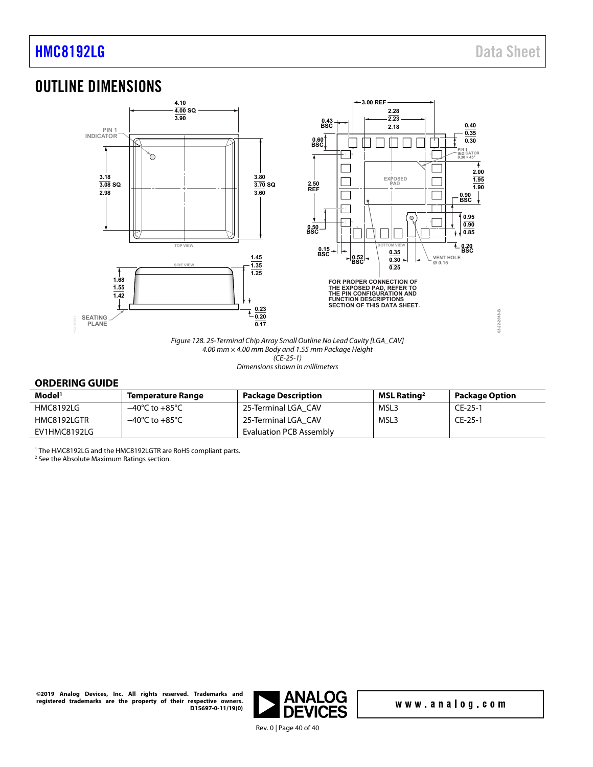## OUTLINE DIMENSIONS

4.10
4.00 SQ
3.90

PIN 1 INDICATOR

3.18
3.08 SQ
2.98

3.80
3.70 SQ
3.60

TOP VIEW

SIDE VIEW

1.45
1.35
1.25

1.68
1.55
1.42

SEATING PLANE

0.23
0.20
0.17

3.00 REF

2.28
2.23
2.18

0.43 BSC

0.60 BSC

0.40
0.35
0.30

PIN 1 INDICATOR 0.30 × 45°

2.00
1.95
1.90

EXPOSED PAD

2.50 REF

0.90 BSC

0.95
0.90
0.85

0.50 BSC

0.20 BSC

0.15 BSC

0.52 BSC

BOTTOM VIEW

0.35
0.30
0.25

VENT HOLE Ø 0.15

FOR PROPER CONNECTION OF THE EXPOSED PAD, REFER TO THE PIN CONFIGURATION AND FUNCTION DESCRIPTIONS SECTION OF THIS DATA SHEET.

03-22-2018-B

*Figure 128. 25-Terminal Chip Array Small Outline No Lead Cavity [LGA_CAV]*
*4.00 mm × 4.00 mm Body and 1.55 mm Package Height*
*(CE-25-1)*
*Dimensions shown in millimeters*

### ORDERING GUIDE

| Model[1] | Temperature Range | Package Description | MSL Rating[2] | Package Option |
|---|---|---|---|---|
| HMC8192LG | −40°C to +85°C | 25-Terminal LGA_CAV | MSL3 | CE-25-1 |
| HMC8192LGTR | −40°C to +85°C | 25-Terminal LGA_CAV | MSL3 | CE-25-1 |
| EV1HMC8192LG | | Evaluation PCB Assembly | | |

[1] The HMC8192LG and the HMC8192LGTR are RoHS compliant parts.
[2] See the Absolute Maximum Ratings section.

**©2019 Analog Devices, Inc. All rights reserved. Trademarks and registered trademarks are the property of their respective owners. D15697-0-11/19(0)**

www.analog.com